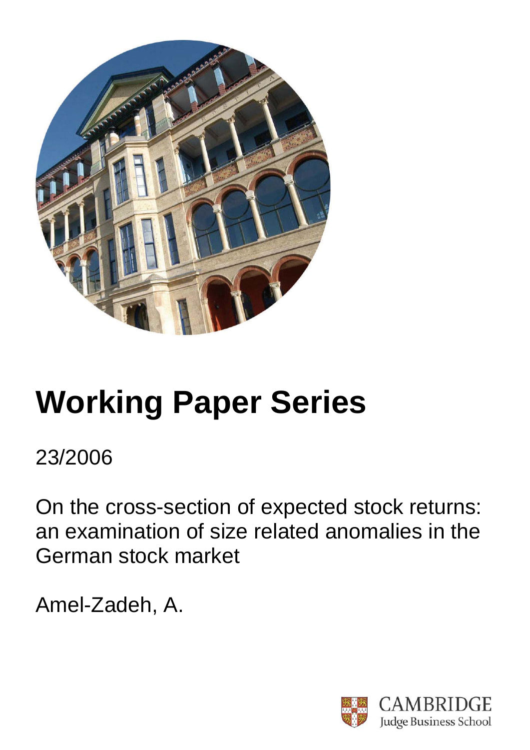# Working Paper Series

23/2006

On the cross-section of expected stock returns: an examination of size related anomalies in the German stock market

Amel-Zadeh, A.

CAMBRIDGE
Judge Business School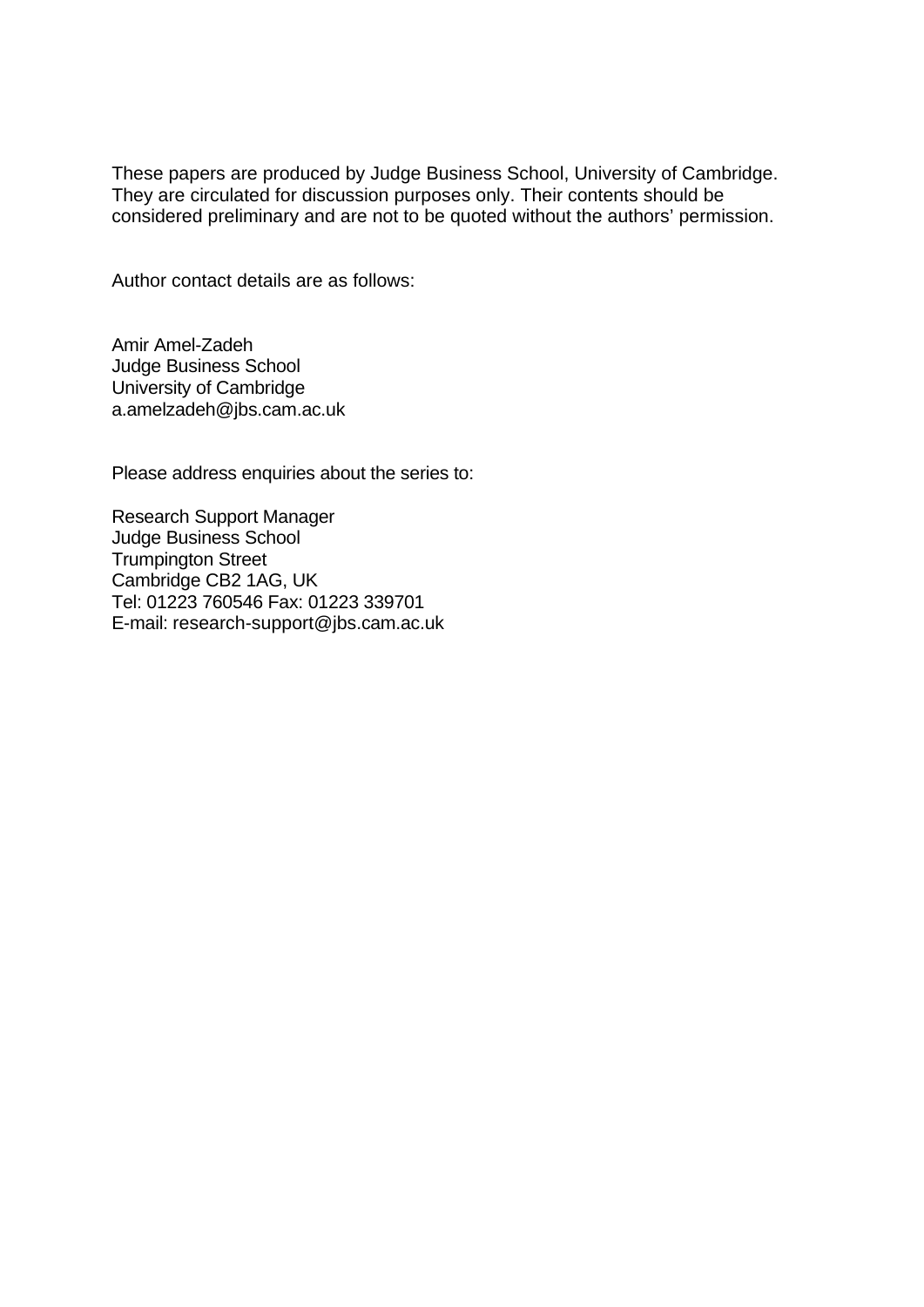These papers are produced by Judge Business School, University of Cambridge. They are circulated for discussion purposes only. Their contents should be considered preliminary and are not to be quoted without the authors' permission.

Author contact details are as follows:

Amir Amel-Zadeh  
Judge Business School  
University of Cambridge  
a.amelzadeh@jbs.cam.ac.uk

Please address enquiries about the series to:

Research Support Manager  
Judge Business School  
Trumpington Street  
Cambridge CB2 1AG, UK  
Tel: 01223 760546 Fax: 01223 339701  
E-mail: research-support@jbs.cam.ac.uk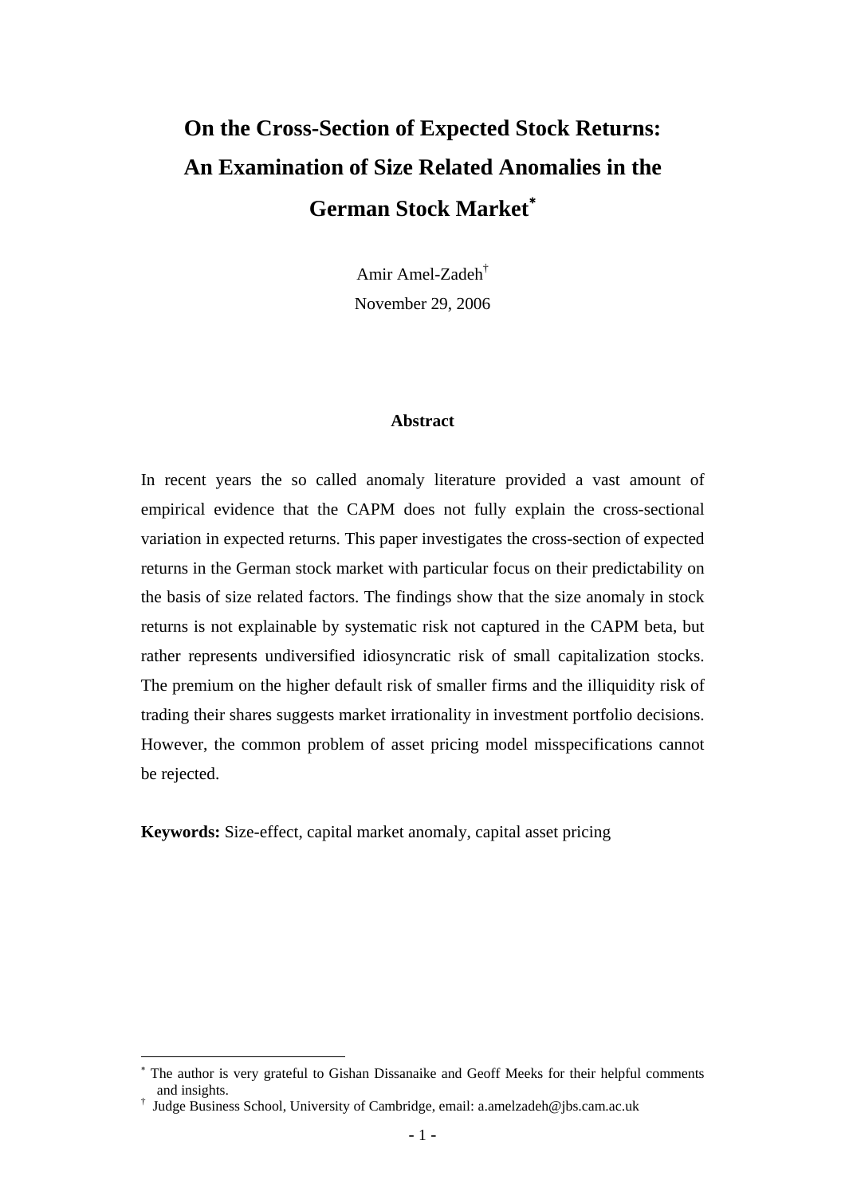# On the Cross-Section of Expected Stock Returns: An Examination of Size Related Anomalies in the German Stock Market[*]

Amir Amel-Zadeh[†]

November 29, 2006

**Abstract**

In recent years the so called anomaly literature provided a vast amount of empirical evidence that the CAPM does not fully explain the cross-sectional variation in expected returns. This paper investigates the cross-section of expected returns in the German stock market with particular focus on their predictability on the basis of size related factors. The findings show that the size anomaly in stock returns is not explainable by systematic risk not captured in the CAPM beta, but rather represents undiversified idiosyncratic risk of small capitalization stocks. The premium on the higher default risk of smaller firms and the illiquidity risk of trading their shares suggests market irrationality in investment portfolio decisions. However, the common problem of asset pricing model misspecifications cannot be rejected.

**Keywords:** Size-effect, capital market anomaly, capital asset pricing

---

[*] The author is very grateful to Gishan Dissanaike and Geoff Meeks for their helpful comments and insights.

[†] Judge Business School, University of Cambridge, email: a.amelzadeh@jbs.cam.ac.uk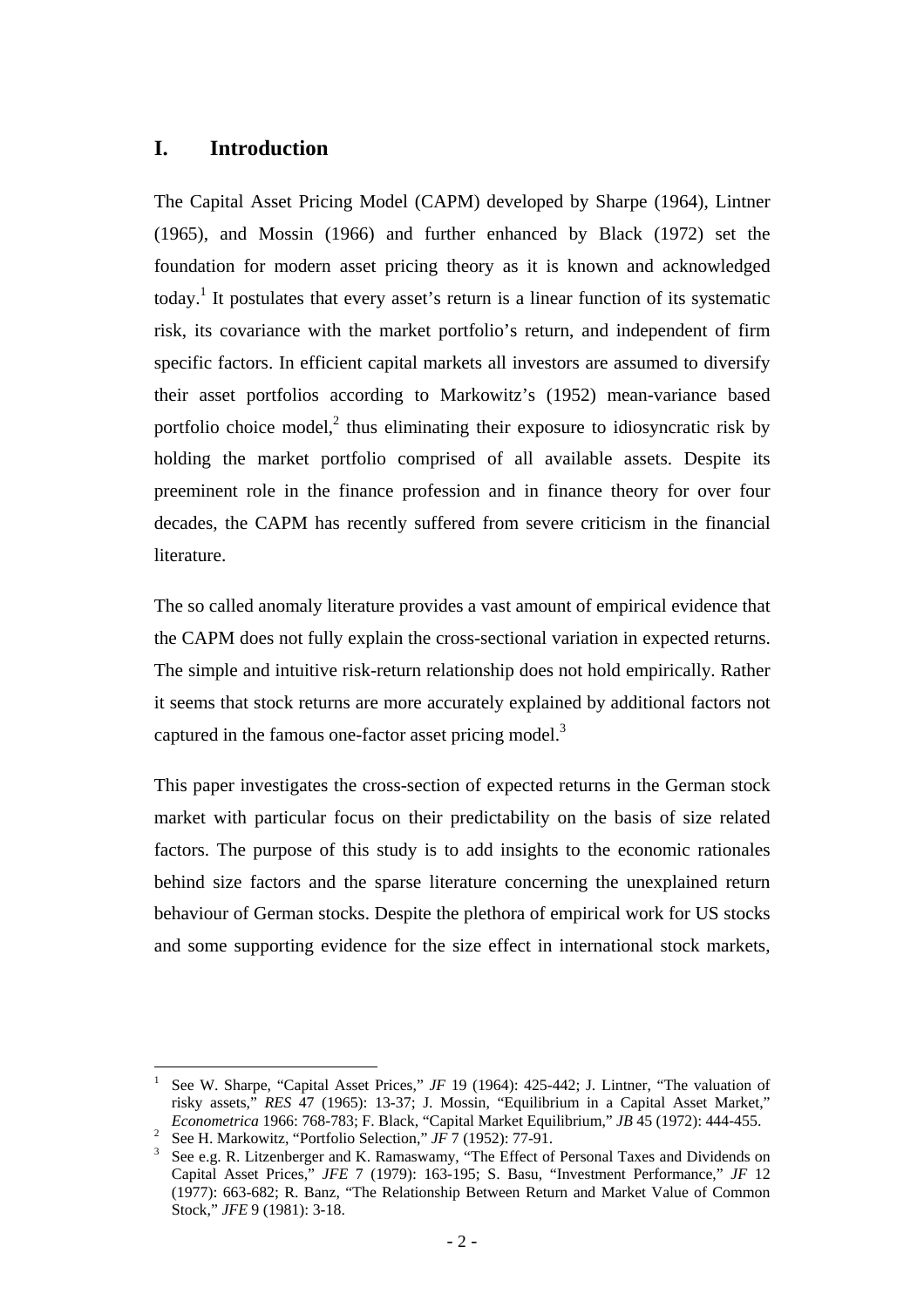## I. Introduction

The Capital Asset Pricing Model (CAPM) developed by Sharpe (1964), Lintner (1965), and Mossin (1966) and further enhanced by Black (1972) set the foundation for modern asset pricing theory as it is known and acknowledged today.[1] It postulates that every asset's return is a linear function of its systematic risk, its covariance with the market portfolio's return, and independent of firm specific factors. In efficient capital markets all investors are assumed to diversify their asset portfolios according to Markowitz's (1952) mean-variance based portfolio choice model,[2] thus eliminating their exposure to idiosyncratic risk by holding the market portfolio comprised of all available assets. Despite its preeminent role in the finance profession and in finance theory for over four decades, the CAPM has recently suffered from severe criticism in the financial literature.

The so called anomaly literature provides a vast amount of empirical evidence that the CAPM does not fully explain the cross-sectional variation in expected returns. The simple and intuitive risk-return relationship does not hold empirically. Rather it seems that stock returns are more accurately explained by additional factors not captured in the famous one-factor asset pricing model.[3]

This paper investigates the cross-section of expected returns in the German stock market with particular focus on their predictability on the basis of size related factors. The purpose of this study is to add insights to the economic rationales behind size factors and the sparse literature concerning the unexplained return behaviour of German stocks. Despite the plethora of empirical work for US stocks and some supporting evidence for the size effect in international stock markets,

---

[1] See W. Sharpe, "Capital Asset Prices," *JF* 19 (1964): 425-442; J. Lintner, "The valuation of risky assets," *RES* 47 (1965): 13-37; J. Mossin, "Equilibrium in a Capital Asset Market," *Econometrica* 1966: 768-783; F. Black, "Capital Market Equilibrium," *JB* 45 (1972): 444-455.

[2] See H. Markowitz, "Portfolio Selection," *JF* 7 (1952): 77-91.

[3] See e.g. R. Litzenberger and K. Ramaswamy, "The Effect of Personal Taxes and Dividends on Capital Asset Prices," *JFE* 7 (1979): 163-195; S. Basu, "Investment Performance," *JF* 12 (1977): 663-682; R. Banz, "The Relationship Between Return and Market Value of Common Stock," *JFE* 9 (1981): 3-18.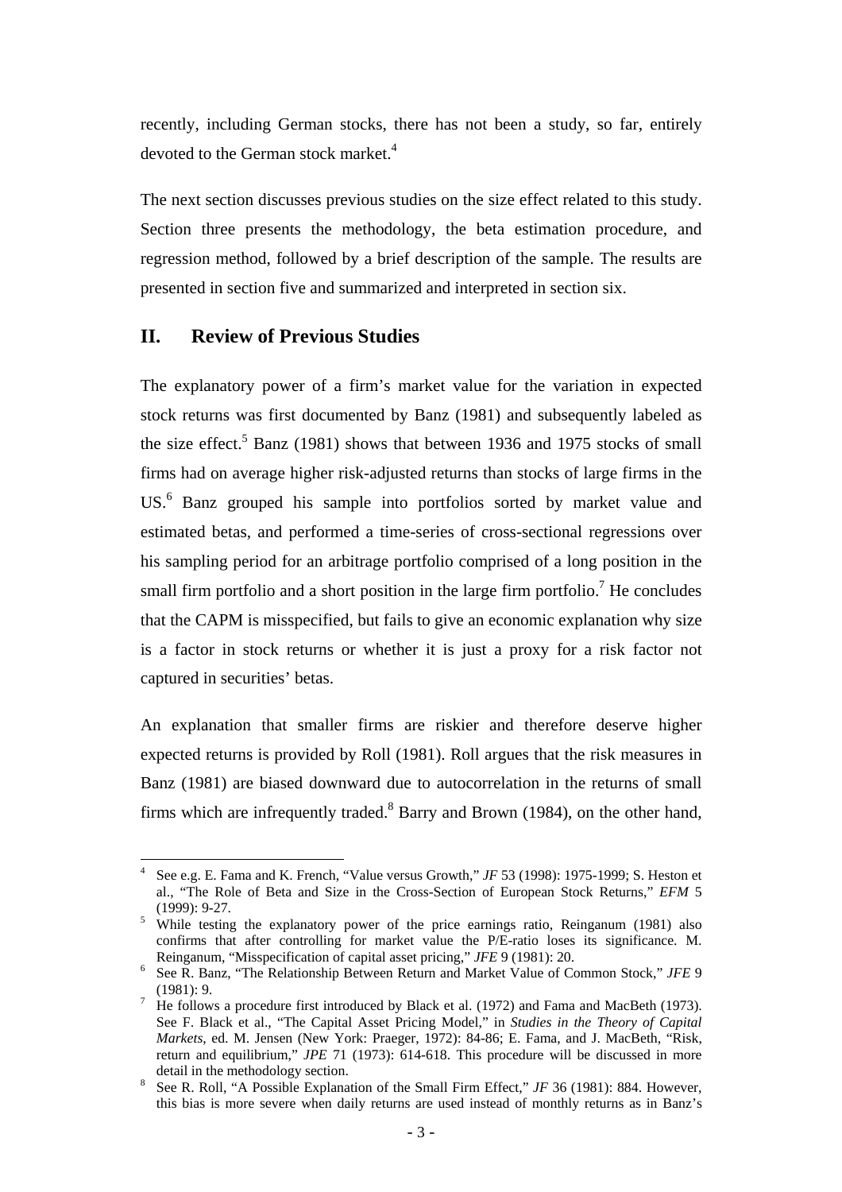recently, including German stocks, there has not been a study, so far, entirely devoted to the German stock market.[4]

The next section discusses previous studies on the size effect related to this study. Section three presents the methodology, the beta estimation procedure, and regression method, followed by a brief description of the sample. The results are presented in section five and summarized and interpreted in section six.

## II. Review of Previous Studies

The explanatory power of a firm's market value for the variation in expected stock returns was first documented by Banz (1981) and subsequently labeled as the size effect.[5] Banz (1981) shows that between 1936 and 1975 stocks of small firms had on average higher risk-adjusted returns than stocks of large firms in the US.[6] Banz grouped his sample into portfolios sorted by market value and estimated betas, and performed a time-series of cross-sectional regressions over his sampling period for an arbitrage portfolio comprised of a long position in the small firm portfolio and a short position in the large firm portfolio.[7] He concludes that the CAPM is misspecified, but fails to give an economic explanation why size is a factor in stock returns or whether it is just a proxy for a risk factor not captured in securities' betas.

An explanation that smaller firms are riskier and therefore deserve higher expected returns is provided by Roll (1981). Roll argues that the risk measures in Banz (1981) are biased downward due to autocorrelation in the returns of small firms which are infrequently traded.[8] Barry and Brown (1984), on the other hand,

---

[4] See e.g. E. Fama and K. French, "Value versus Growth," *JF* 53 (1998): 1975-1999; S. Heston et al., "The Role of Beta and Size in the Cross-Section of European Stock Returns," *EFM* 5 (1999): 9-27.

[5] While testing the explanatory power of the price earnings ratio, Reinganum (1981) also confirms that after controlling for market value the P/E-ratio loses its significance. M. Reinganum, "Misspecification of capital asset pricing," *JFE* 9 (1981): 20.

[6] See R. Banz, "The Relationship Between Return and Market Value of Common Stock," *JFE* 9 (1981): 9.

[7] He follows a procedure first introduced by Black et al. (1972) and Fama and MacBeth (1973). See F. Black et al., "The Capital Asset Pricing Model," in *Studies in the Theory of Capital Markets*, ed. M. Jensen (New York: Praeger, 1972): 84-86; E. Fama, and J. MacBeth, "Risk, return and equilibrium," *JPE* 71 (1973): 614-618. This procedure will be discussed in more detail in the methodology section.

[8] See R. Roll, "A Possible Explanation of the Small Firm Effect," *JF* 36 (1981): 884. However, this bias is more severe when daily returns are used instead of monthly returns as in Banz's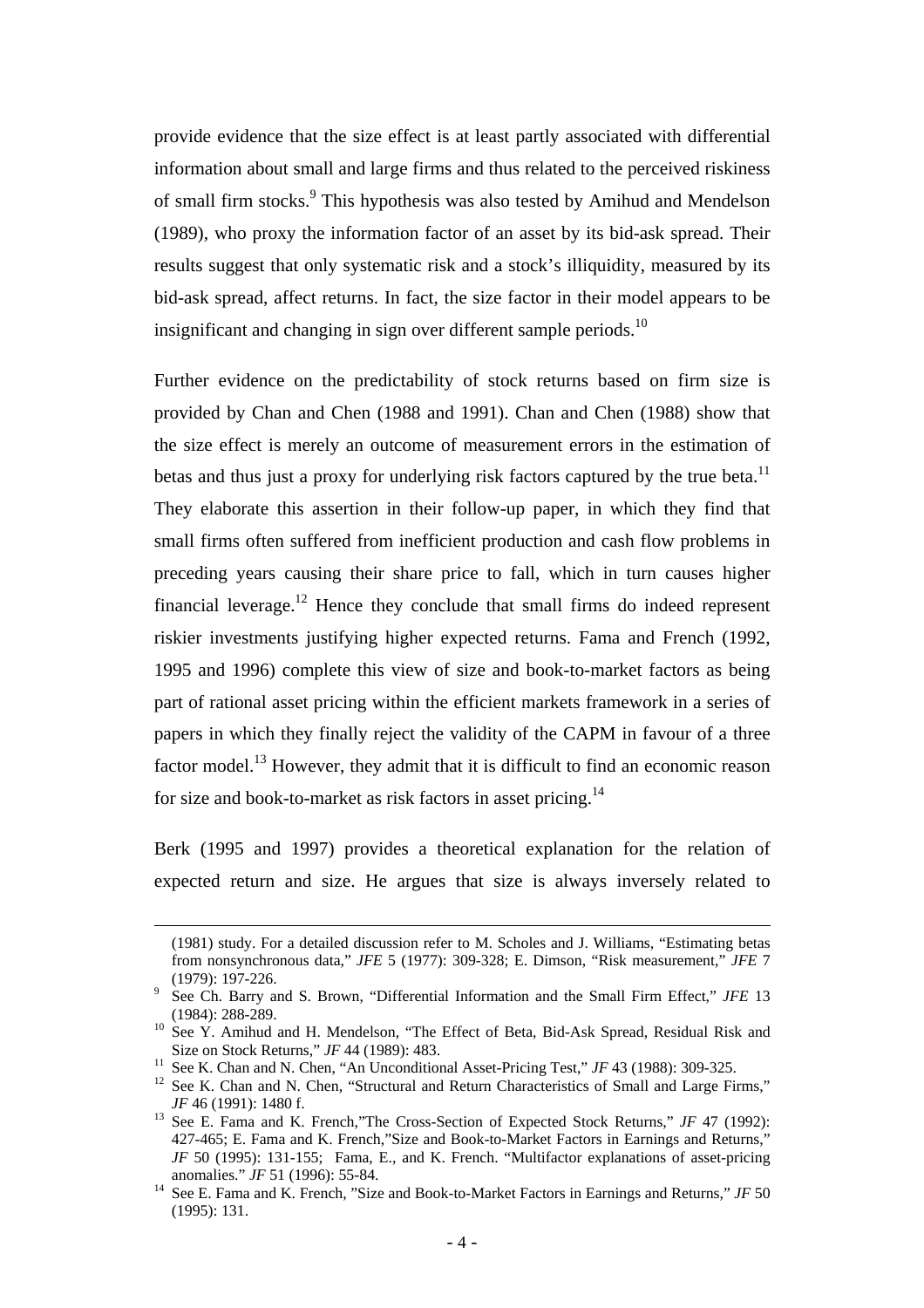provide evidence that the size effect is at least partly associated with differential information about small and large firms and thus related to the perceived riskiness of small firm stocks.[9] This hypothesis was also tested by Amihud and Mendelson (1989), who proxy the information factor of an asset by its bid-ask spread. Their results suggest that only systematic risk and a stock's illiquidity, measured by its bid-ask spread, affect returns. In fact, the size factor in their model appears to be insignificant and changing in sign over different sample periods.[10]

Further evidence on the predictability of stock returns based on firm size is provided by Chan and Chen (1988 and 1991). Chan and Chen (1988) show that the size effect is merely an outcome of measurement errors in the estimation of betas and thus just a proxy for underlying risk factors captured by the true beta.[11] They elaborate this assertion in their follow-up paper, in which they find that small firms often suffered from inefficient production and cash flow problems in preceding years causing their share price to fall, which in turn causes higher financial leverage.[12] Hence they conclude that small firms do indeed represent riskier investments justifying higher expected returns. Fama and French (1992, 1995 and 1996) complete this view of size and book-to-market factors as being part of rational asset pricing within the efficient markets framework in a series of papers in which they finally reject the validity of the CAPM in favour of a three factor model.[13] However, they admit that it is difficult to find an economic reason for size and book-to-market as risk factors in asset pricing.[14]

Berk (1995 and 1997) provides a theoretical explanation for the relation of expected return and size. He argues that size is always inversely related to

---

(1981) study. For a detailed discussion refer to M. Scholes and J. Williams, "Estimating betas from nonsynchronous data," *JFE* 5 (1977): 309-328; E. Dimson, "Risk measurement," *JFE* 7 (1979): 197-226.

[9] See Ch. Barry and S. Brown, "Differential Information and the Small Firm Effect," *JFE* 13 (1984): 288-289.

[10] See Y. Amihud and H. Mendelson, "The Effect of Beta, Bid-Ask Spread, Residual Risk and Size on Stock Returns," *JF* 44 (1989): 483.

[11] See K. Chan and N. Chen, "An Unconditional Asset-Pricing Test," *JF* 43 (1988): 309-325.

[12] See K. Chan and N. Chen, "Structural and Return Characteristics of Small and Large Firms," *JF* 46 (1991): 1480 f.

[13] See E. Fama and K. French,"The Cross-Section of Expected Stock Returns," *JF* 47 (1992): 427-465; E. Fama and K. French,"Size and Book-to-Market Factors in Earnings and Returns," *JF* 50 (1995): 131-155; Fama, E., and K. French. "Multifactor explanations of asset-pricing anomalies." *JF* 51 (1996): 55-84.

[14] See E. Fama and K. French, "Size and Book-to-Market Factors in Earnings and Returns," *JF* 50 (1995): 131.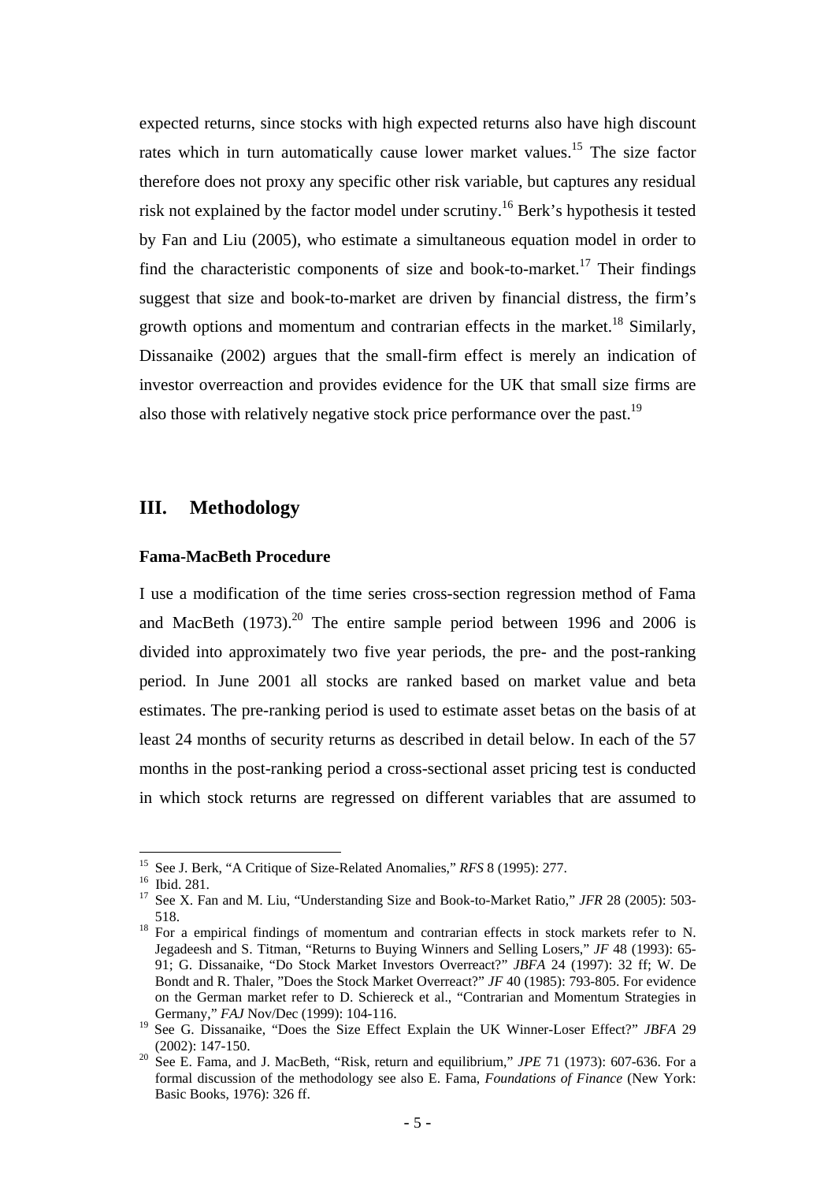expected returns, since stocks with high expected returns also have high discount rates which in turn automatically cause lower market values.[15] The size factor therefore does not proxy any specific other risk variable, but captures any residual risk not explained by the factor model under scrutiny.[16] Berk's hypothesis it tested by Fan and Liu (2005), who estimate a simultaneous equation model in order to find the characteristic components of size and book-to-market.[17] Their findings suggest that size and book-to-market are driven by financial distress, the firm's growth options and momentum and contrarian effects in the market.[18] Similarly, Dissanaike (2002) argues that the small-firm effect is merely an indication of investor overreaction and provides evidence for the UK that small size firms are also those with relatively negative stock price performance over the past.[19]

## III. Methodology

### Fama-MacBeth Procedure

I use a modification of the time series cross-section regression method of Fama and MacBeth (1973).[20] The entire sample period between 1996 and 2006 is divided into approximately two five year periods, the pre- and the post-ranking period. In June 2001 all stocks are ranked based on market value and beta estimates. The pre-ranking period is used to estimate asset betas on the basis of at least 24 months of security returns as described in detail below. In each of the 57 months in the post-ranking period a cross-sectional asset pricing test is conducted in which stock returns are regressed on different variables that are assumed to

---

[15] See J. Berk, "A Critique of Size-Related Anomalies," *RFS* 8 (1995): 277.

[16] Ibid. 281.

[17] See X. Fan and M. Liu, "Understanding Size and Book-to-Market Ratio," *JFR* 28 (2005): 503-518.

[18] For a empirical findings of momentum and contrarian effects in stock markets refer to N. Jegadeesh and S. Titman, "Returns to Buying Winners and Selling Losers," *JF* 48 (1993): 65-91; G. Dissanaike, "Do Stock Market Investors Overreact?" *JBFA* 24 (1997): 32 ff; W. De Bondt and R. Thaler, "Does the Stock Market Overreact?" *JF* 40 (1985): 793-805. For evidence on the German market refer to D. Schiereck et al., "Contrarian and Momentum Strategies in Germany," *FAJ* Nov/Dec (1999): 104-116.

[19] See G. Dissanaike, "Does the Size Effect Explain the UK Winner-Loser Effect?" *JBFA* 29 (2002): 147-150.

[20] See E. Fama, and J. MacBeth, "Risk, return and equilibrium," *JPE* 71 (1973): 607-636. For a formal discussion of the methodology see also E. Fama, *Foundations of Finance* (New York: Basic Books, 1976): 326 ff.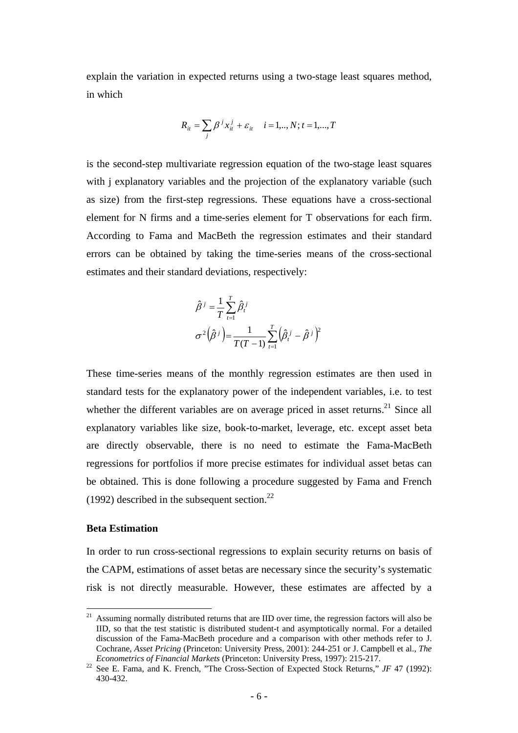explain the variation in expected returns using a two-stage least squares method, in which

$$R_{it} = \sum_j \beta^j x_{it}^j + \varepsilon_{it} \quad i = 1,.., N; t = 1,..., T$$

is the second-step multivariate regression equation of the two-stage least squares with j explanatory variables and the projection of the explanatory variable (such as size) from the first-step regressions. These equations have a cross-sectional element for N firms and a time-series element for T observations for each firm. According to Fama and MacBeth the regression estimates and their standard errors can be obtained by taking the time-series means of the cross-sectional estimates and their standard deviations, respectively:

$$\hat{\beta}^j = \frac{1}{T}\sum_{t=1}^{T} \hat{\beta}_t^j$$

$$\sigma^2\left(\hat{\beta}^j\right) = \frac{1}{T(T-1)}\sum_{t=1}^{T}\left(\hat{\beta}_t^j - \hat{\beta}^j\right)^2$$

These time-series means of the monthly regression estimates are then used in standard tests for the explanatory power of the independent variables, i.e. to test whether the different variables are on average priced in asset returns.[21] Since all explanatory variables like size, book-to-market, leverage, etc. except asset beta are directly observable, there is no need to estimate the Fama-MacBeth regressions for portfolios if more precise estimates for individual asset betas can be obtained. This is done following a procedure suggested by Fama and French (1992) described in the subsequent section.[22]

**Beta Estimation**

In order to run cross-sectional regressions to explain security returns on basis of the CAPM, estimations of asset betas are necessary since the security's systematic risk is not directly measurable. However, these estimates are affected by a

---

[21] Assuming normally distributed returns that are IID over time, the regression factors will also be IID, so that the test statistic is distributed student-t and asymptotically normal. For a detailed discussion of the Fama-MacBeth procedure and a comparison with other methods refer to J. Cochrane, *Asset Pricing* (Princeton: University Press, 2001): 244-251 or J. Campbell et al., *The Econometrics of Financial Markets* (Princeton: University Press, 1997): 215-217.

[22] See E. Fama, and K. French, "The Cross-Section of Expected Stock Returns," *JF* 47 (1992): 430-432.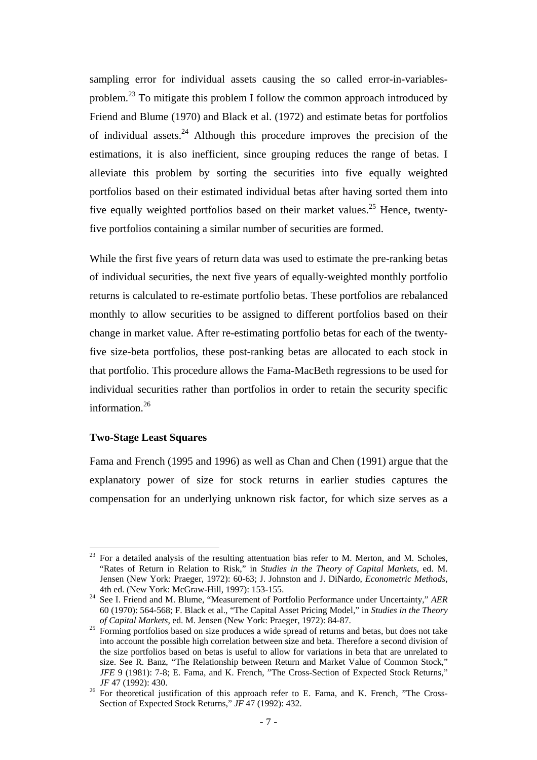sampling error for individual assets causing the so called error-in-variables-problem.[23] To mitigate this problem I follow the common approach introduced by Friend and Blume (1970) and Black et al. (1972) and estimate betas for portfolios of individual assets.[24] Although this procedure improves the precision of the estimations, it is also inefficient, since grouping reduces the range of betas. I alleviate this problem by sorting the securities into five equally weighted portfolios based on their estimated individual betas after having sorted them into five equally weighted portfolios based on their market values.[25] Hence, twenty-five portfolios containing a similar number of securities are formed.

While the first five years of return data was used to estimate the pre-ranking betas of individual securities, the next five years of equally-weighted monthly portfolio returns is calculated to re-estimate portfolio betas. These portfolios are rebalanced monthly to allow securities to be assigned to different portfolios based on their change in market value. After re-estimating portfolio betas for each of the twenty-five size-beta portfolios, these post-ranking betas are allocated to each stock in that portfolio. This procedure allows the Fama-MacBeth regressions to be used for individual securities rather than portfolios in order to retain the security specific information.[26]

### Two-Stage Least Squares

Fama and French (1995 and 1996) as well as Chan and Chen (1991) argue that the explanatory power of size for stock returns in earlier studies captures the compensation for an underlying unknown risk factor, for which size serves as a

---

[23] For a detailed analysis of the resulting attentuation bias refer to M. Merton, and M. Scholes, "Rates of Return in Relation to Risk," in *Studies in the Theory of Capital Markets*, ed. M. Jensen (New York: Praeger, 1972): 60-63; J. Johnston and J. DiNardo, *Econometric Methods*, 4th ed. (New York: McGraw-Hill, 1997): 153-155.

[24] See I. Friend and M. Blume, "Measurement of Portfolio Performance under Uncertainty," *AER* 60 (1970): 564-568; F. Black et al., "The Capital Asset Pricing Model," in *Studies in the Theory of Capital Markets*, ed. M. Jensen (New York: Praeger, 1972): 84-87.

[25] Forming portfolios based on size produces a wide spread of returns and betas, but does not take into account the possible high correlation between size and beta. Therefore a second division of the size portfolios based on betas is useful to allow for variations in beta that are unrelated to size. See R. Banz, "The Relationship between Return and Market Value of Common Stock," *JFE* 9 (1981): 7-8; E. Fama, and K. French, "The Cross-Section of Expected Stock Returns," *JF* 47 (1992): 430.

[26] For theoretical justification of this approach refer to E. Fama, and K. French, "The Cross-Section of Expected Stock Returns," *JF* 47 (1992): 432.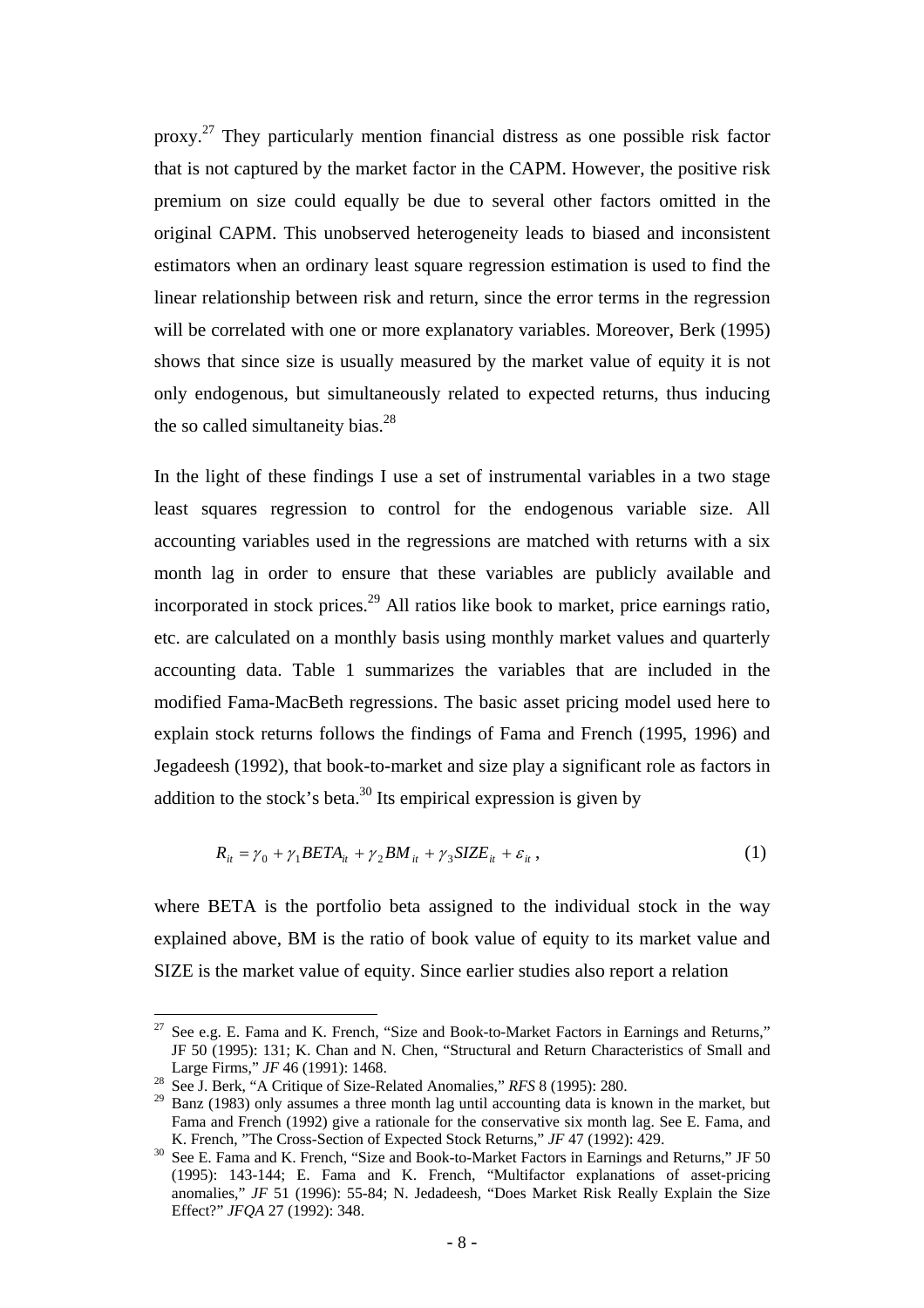proxy.[27] They particularly mention financial distress as one possible risk factor that is not captured by the market factor in the CAPM. However, the positive risk premium on size could equally be due to several other factors omitted in the original CAPM. This unobserved heterogeneity leads to biased and inconsistent estimators when an ordinary least square regression estimation is used to find the linear relationship between risk and return, since the error terms in the regression will be correlated with one or more explanatory variables. Moreover, Berk (1995) shows that since size is usually measured by the market value of equity it is not only endogenous, but simultaneously related to expected returns, thus inducing the so called simultaneity bias.[28]

In the light of these findings I use a set of instrumental variables in a two stage least squares regression to control for the endogenous variable size. All accounting variables used in the regressions are matched with returns with a six month lag in order to ensure that these variables are publicly available and incorporated in stock prices.[29] All ratios like book to market, price earnings ratio, etc. are calculated on a monthly basis using monthly market values and quarterly accounting data. Table 1 summarizes the variables that are included in the modified Fama-MacBeth regressions. The basic asset pricing model used here to explain stock returns follows the findings of Fama and French (1995, 1996) and Jegadeesh (1992), that book-to-market and size play a significant role as factors in addition to the stock's beta.[30] Its empirical expression is given by

$$R_{it} = \gamma_0 + \gamma_1 BETA_{it} + \gamma_2 BM_{it} + \gamma_3 SIZE_{it} + \varepsilon_{it}\,, \tag{1}$$

where BETA is the portfolio beta assigned to the individual stock in the way explained above, BM is the ratio of book value of equity to its market value and SIZE is the market value of equity. Since earlier studies also report a relation

---

[27] See e.g. E. Fama and K. French, "Size and Book-to-Market Factors in Earnings and Returns," JF 50 (1995): 131; K. Chan and N. Chen, "Structural and Return Characteristics of Small and Large Firms," *JF* 46 (1991): 1468.

[28] See J. Berk, "A Critique of Size-Related Anomalies," *RFS* 8 (1995): 280.

[29] Banz (1983) only assumes a three month lag until accounting data is known in the market, but Fama and French (1992) give a rationale for the conservative six month lag. See E. Fama, and K. French, "The Cross-Section of Expected Stock Returns," *JF* 47 (1992): 429.

[30] See E. Fama and K. French, "Size and Book-to-Market Factors in Earnings and Returns," JF 50 (1995): 143-144; E. Fama and K. French, "Multifactor explanations of asset-pricing anomalies," *JF* 51 (1996): 55-84; N. Jedadeesh, "Does Market Risk Really Explain the Size Effect?" *JFQA* 27 (1992): 348.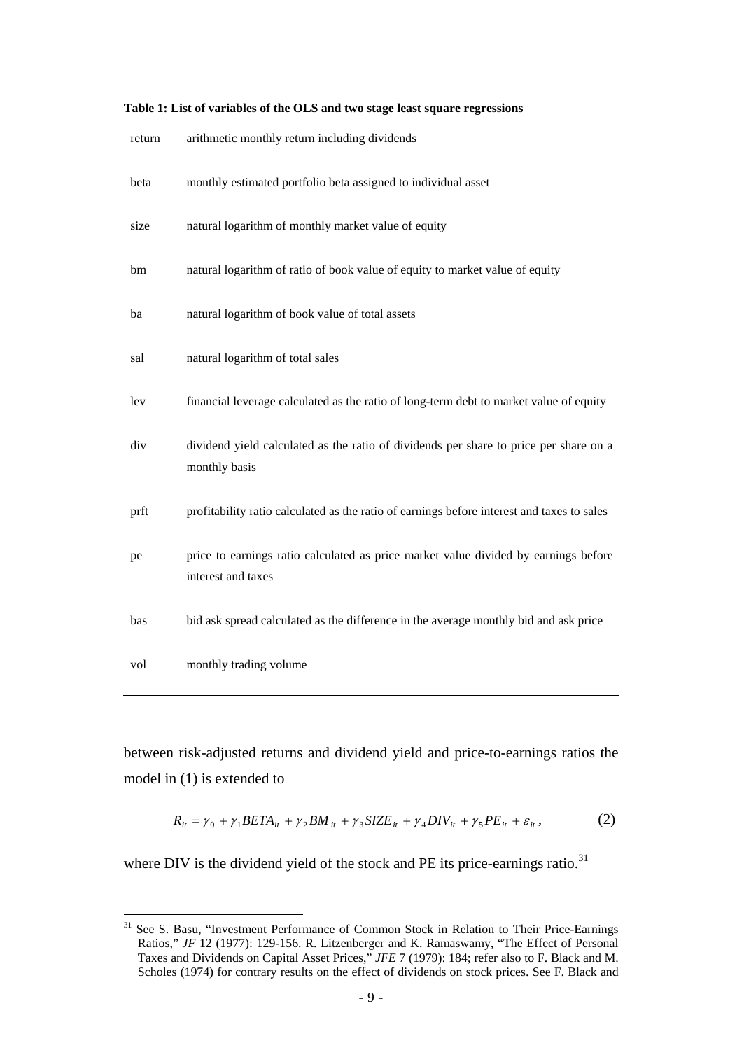**Table 1: List of variables of the OLS and two stage least square regressions**

| | |
|---|---|
| return | arithmetic monthly return including dividends |
| beta | monthly estimated portfolio beta assigned to individual asset |
| size | natural logarithm of monthly market value of equity |
| bm | natural logarithm of ratio of book value of equity to market value of equity |
| ba | natural logarithm of book value of total assets |
| sal | natural logarithm of total sales |
| lev | financial leverage calculated as the ratio of long-term debt to market value of equity |
| div | dividend yield calculated as the ratio of dividends per share to price per share on a monthly basis |
| prft | profitability ratio calculated as the ratio of earnings before interest and taxes to sales |
| pe | price to earnings ratio calculated as price market value divided by earnings before interest and taxes |
| bas | bid ask spread calculated as the difference in the average monthly bid and ask price |
| vol | monthly trading volume |

between risk-adjusted returns and dividend yield and price-to-earnings ratios the model in (1) is extended to

$$R_{it} = \gamma_0 + \gamma_1 BETA_{it} + \gamma_2 BM_{it} + \gamma_3 SIZE_{it} + \gamma_4 DIV_{it} + \gamma_5 PE_{it} + \varepsilon_{it}, \tag{2}$$

where DIV is the dividend yield of the stock and PE its price-earnings ratio.[31]

[31] See S. Basu, "Investment Performance of Common Stock in Relation to Their Price-Earnings Ratios," *JF* 12 (1977): 129-156. R. Litzenberger and K. Ramaswamy, "The Effect of Personal Taxes and Dividends on Capital Asset Prices," *JFE* 7 (1979): 184; refer also to F. Black and M. Scholes (1974) for contrary results on the effect of dividends on stock prices. See F. Black and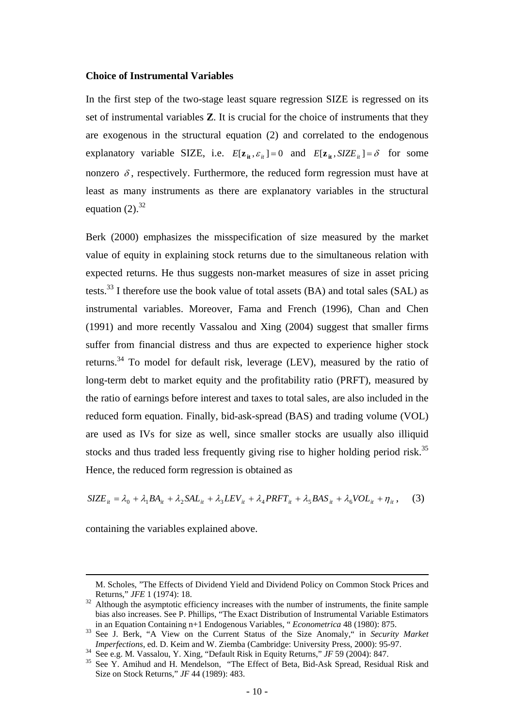**Choice of Instrumental Variables**

In the first step of the two-stage least square regression SIZE is regressed on its set of instrumental variables **Z**. It is crucial for the choice of instruments that they are exogenous in the structural equation (2) and correlated to the endogenous explanatory variable SIZE, i.e. $E[\mathbf{z}_{it}, \varepsilon_{it}] = 0$ and $E[\mathbf{z}_{it}, SIZE_{it}] = \delta$ for some nonzero $\delta$, respectively. Furthermore, the reduced form regression must have at least as many instruments as there are explanatory variables in the structural equation (2).[32]

Berk (2000) emphasizes the misspecification of size measured by the market value of equity in explaining stock returns due to the simultaneous relation with expected returns. He thus suggests non-market measures of size in asset pricing tests.[33] I therefore use the book value of total assets (BA) and total sales (SAL) as instrumental variables. Moreover, Fama and French (1996), Chan and Chen (1991) and more recently Vassalou and Xing (2004) suggest that smaller firms suffer from financial distress and thus are expected to experience higher stock returns.[34] To model for default risk, leverage (LEV), measured by the ratio of long-term debt to market equity and the profitability ratio (PRFT), measured by the ratio of earnings before interest and taxes to total sales, are also included in the reduced form equation. Finally, bid-ask-spread (BAS) and trading volume (VOL) are used as IVs for size as well, since smaller stocks are usually also illiquid stocks and thus traded less frequently giving rise to higher holding period risk.[35] Hence, the reduced form regression is obtained as

$$SIZE_{it} = \lambda_0 + \lambda_1 BA_{it} + \lambda_2 SAL_{it} + \lambda_3 LEV_{it} + \lambda_4 PRFT_{it} + \lambda_5 BAS_{it} + \lambda_6 VOL_{it} + \eta_{it}, \quad (3)$$

containing the variables explained above.

---

M. Scholes, "The Effects of Dividend Yield and Dividend Policy on Common Stock Prices and Returns," *JFE* 1 (1974): 18.

[32] Although the asymptotic efficiency increases with the number of instruments, the finite sample bias also increases. See P. Phillips, "The Exact Distribution of Instrumental Variable Estimators in an Equation Containing n+1 Endogenous Variables, " *Econometrica* 48 (1980): 875.

[33] See J. Berk, "A View on the Current Status of the Size Anomaly," in *Security Market Imperfections*, ed. D. Keim and W. Ziemba (Cambridge: University Press, 2000): 95-97.

[34] See e.g. M. Vassalou, Y. Xing, "Default Risk in Equity Returns," *JF* 59 (2004): 847.

[35] See Y. Amihud and H. Mendelson, "The Effect of Beta, Bid-Ask Spread, Residual Risk and Size on Stock Returns," *JF* 44 (1989): 483.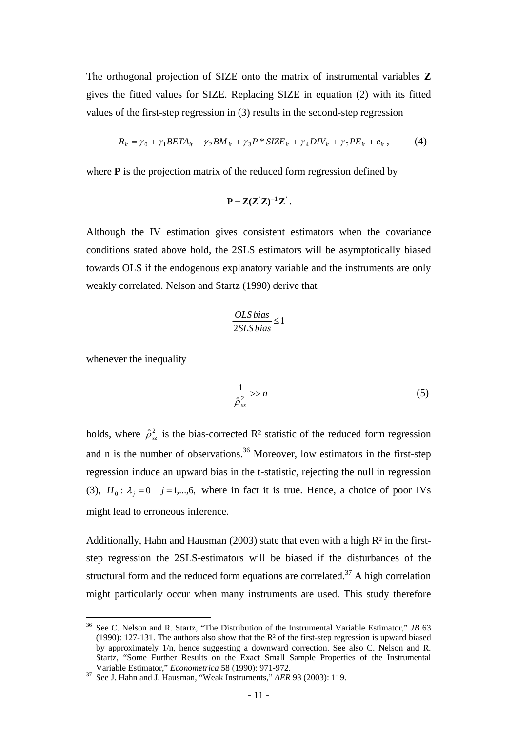The orthogonal projection of SIZE onto the matrix of instrumental variables **Z** gives the fitted values for SIZE. Replacing SIZE in equation (2) with its fitted values of the first-step regression in (3) results in the second-step regression

$$R_{it} = \gamma_0 + \gamma_1 BETA_{it} + \gamma_2 BM_{it} + \gamma_3 P * SIZE_{it} + \gamma_4 DIV_{it} + \gamma_5 PE_{it} + e_{it}, \qquad (4)$$

where **P** is the projection matrix of the reduced form regression defined by

$$\mathbf{P} = \mathbf{Z}(\mathbf{Z}'\mathbf{Z})^{-1}\mathbf{Z}'.$$

Although the IV estimation gives consistent estimators when the covariance conditions stated above hold, the 2SLS estimators will be asymptotically biased towards OLS if the endogenous explanatory variable and the instruments are only weakly correlated. Nelson and Startz (1990) derive that

$$\frac{OLS\,bias}{2SLS\,bias} \leq 1$$

whenever the inequality

$$\frac{1}{\hat{\rho}^2_{xz}} >> n \qquad (5)$$

holds, where $\hat{\rho}^2_{xz}$ is the bias-corrected R² statistic of the reduced form regression and n is the number of observations.[36] Moreover, low estimators in the first-step regression induce an upward bias in the t-statistic, rejecting the null in regression (3), $H_0: \lambda_j = 0 \quad j = 1,...,6,$ where in fact it is true. Hence, a choice of poor IVs might lead to erroneous inference.

Additionally, Hahn and Hausman (2003) state that even with a high R² in the first-step regression the 2SLS-estimators will be biased if the disturbances of the structural form and the reduced form equations are correlated.[37] A high correlation might particularly occur when many instruments are used. This study therefore

---

[36] See C. Nelson and R. Startz, "The Distribution of the Instrumental Variable Estimator," *JB* 63 (1990): 127-131. The authors also show that the R² of the first-step regression is upward biased by approximately 1/n, hence suggesting a downward correction. See also C. Nelson and R. Startz, "Some Further Results on the Exact Small Sample Properties of the Instrumental Variable Estimator," *Econometrica* 58 (1990): 971-972.

[37] See J. Hahn and J. Hausman, "Weak Instruments," *AER* 93 (2003): 119.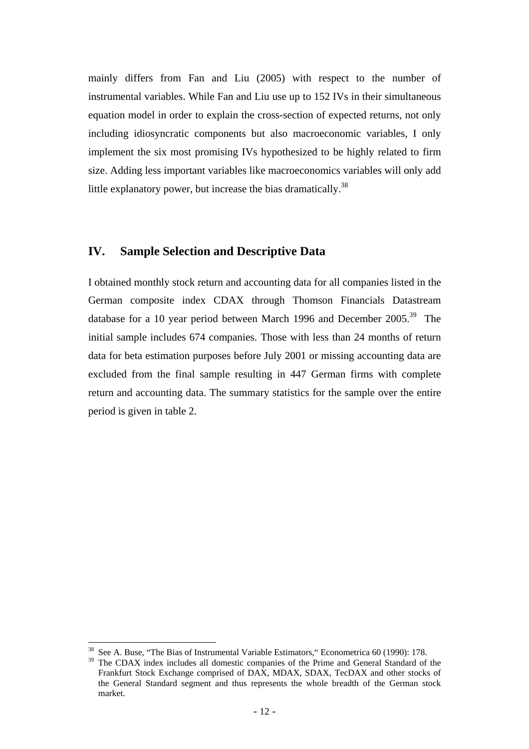mainly differs from Fan and Liu (2005) with respect to the number of instrumental variables. While Fan and Liu use up to 152 IVs in their simultaneous equation model in order to explain the cross-section of expected returns, not only including idiosyncratic components but also macroeconomic variables, I only implement the six most promising IVs hypothesized to be highly related to firm size. Adding less important variables like macroeconomics variables will only add little explanatory power, but increase the bias dramatically.[38]

## IV. Sample Selection and Descriptive Data

I obtained monthly stock return and accounting data for all companies listed in the German composite index CDAX through Thomson Financials Datastream database for a 10 year period between March 1996 and December 2005.[39] The initial sample includes 674 companies. Those with less than 24 months of return data for beta estimation purposes before July 2001 or missing accounting data are excluded from the final sample resulting in 447 German firms with complete return and accounting data. The summary statistics for the sample over the entire period is given in table 2.

---

[38] See A. Buse, "The Bias of Instrumental Variable Estimators," Econometrica 60 (1990): 178.

[39] The CDAX index includes all domestic companies of the Prime and General Standard of the Frankfurt Stock Exchange comprised of DAX, MDAX, SDAX, TecDAX and other stocks of the General Standard segment and thus represents the whole breadth of the German stock market.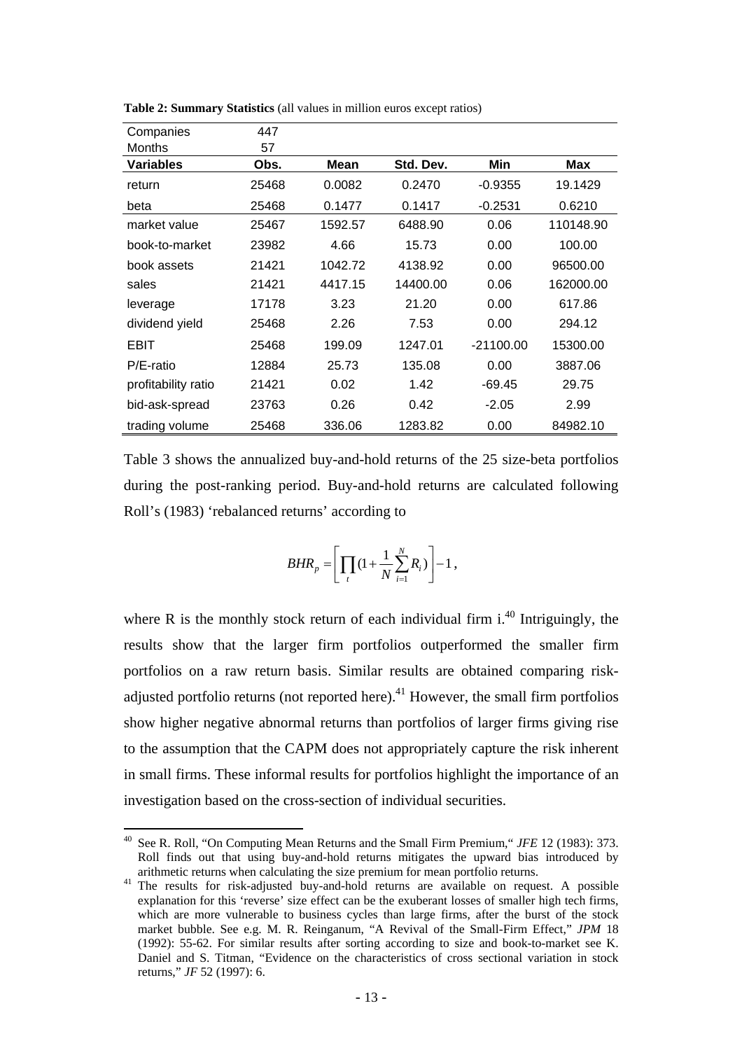**Table 2: Summary Statistics** (all values in million euros except ratios)

| Companies | 447 | | | | |
|---|---|---|---|---|---|
| Months | 57 | | | | |
| **Variables** | **Obs.** | **Mean** | **Std. Dev.** | **Min** | **Max** |
| return | 25468 | 0.0082 | 0.2470 | -0.9355 | 19.1429 |
| beta | 25468 | 0.1477 | 0.1417 | -0.2531 | 0.6210 |
| market value | 25467 | 1592.57 | 6488.90 | 0.06 | 110148.90 |
| book-to-market | 23982 | 4.66 | 15.73 | 0.00 | 100.00 |
| book assets | 21421 | 1042.72 | 4138.92 | 0.00 | 96500.00 |
| sales | 21421 | 4417.15 | 14400.00 | 0.06 | 162000.00 |
| leverage | 17178 | 3.23 | 21.20 | 0.00 | 617.86 |
| dividend yield | 25468 | 2.26 | 7.53 | 0.00 | 294.12 |
| EBIT | 25468 | 199.09 | 1247.01 | -21100.00 | 15300.00 |
| P/E-ratio | 12884 | 25.73 | 135.08 | 0.00 | 3887.06 |
| profitability ratio | 21421 | 0.02 | 1.42 | -69.45 | 29.75 |
| bid-ask-spread | 23763 | 0.26 | 0.42 | -2.05 | 2.99 |
| trading volume | 25468 | 336.06 | 1283.82 | 0.00 | 84982.10 |

Table 3 shows the annualized buy-and-hold returns of the 25 size-beta portfolios during the post-ranking period. Buy-and-hold returns are calculated following Roll's (1983) 'rebalanced returns' according to

$$BHR_p = \left[ \prod_t (1 + \frac{1}{N} \sum_{i=1}^{N} R_i) \right] - 1,$$

where R is the monthly stock return of each individual firm i.[40] Intriguingly, the results show that the larger firm portfolios outperformed the smaller firm portfolios on a raw return basis. Similar results are obtained comparing risk-adjusted portfolio returns (not reported here).[41] However, the small firm portfolios show higher negative abnormal returns than portfolios of larger firms giving rise to the assumption that the CAPM does not appropriately capture the risk inherent in small firms. These informal results for portfolios highlight the importance of an investigation based on the cross-section of individual securities.

---

[40] See R. Roll, "On Computing Mean Returns and the Small Firm Premium," *JFE* 12 (1983): 373. Roll finds out that using buy-and-hold returns mitigates the upward bias introduced by arithmetic returns when calculating the size premium for mean portfolio returns.

[41] The results for risk-adjusted buy-and-hold returns are available on request. A possible explanation for this 'reverse' size effect can be the exuberant losses of smaller high tech firms, which are more vulnerable to business cycles than large firms, after the burst of the stock market bubble. See e.g. M. R. Reinganum, "A Revival of the Small-Firm Effect," *JPM* 18 (1992): 55-62. For similar results after sorting according to size and book-to-market see K. Daniel and S. Titman, "Evidence on the characteristics of cross sectional variation in stock returns," *JF* 52 (1997): 6.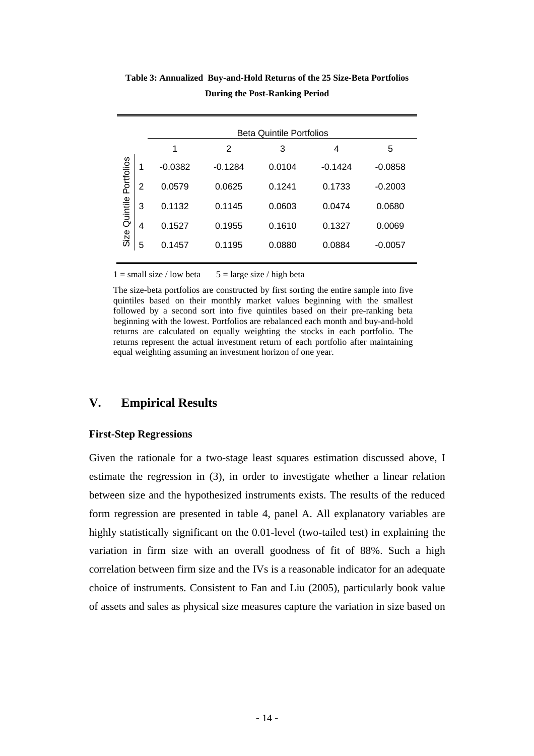**Table 3: Annualized Buy-and-Hold Returns of the 25 Size-Beta Portfolios During the Post-Ranking Period**

| | | Beta Quintile Portfolios | | | | |
|---|---|---|---|---|---|---|
| | | 1 | 2 | 3 | 4 | 5 |
| Size Quintile Portfolios | 1 | -0.0382 | -0.1284 | 0.0104 | -0.1424 | -0.0858 |
| | 2 | 0.0579 | 0.0625 | 0.1241 | 0.1733 | -0.2003 |
| | 3 | 0.1132 | 0.1145 | 0.0603 | 0.0474 | 0.0680 |
| | 4 | 0.1527 | 0.1955 | 0.1610 | 0.1327 | 0.0069 |
| | 5 | 0.1457 | 0.1195 | 0.0880 | 0.0884 | -0.0057 |

1 = small size / low beta 5 = large size / high beta

The size-beta portfolios are constructed by first sorting the entire sample into five quintiles based on their monthly market values beginning with the smallest followed by a second sort into five quintiles based on their pre-ranking beta beginning with the lowest. Portfolios are rebalanced each month and buy-and-hold returns are calculated on equally weighting the stocks in each portfolio. The returns represent the actual investment return of each portfolio after maintaining equal weighting assuming an investment horizon of one year.

## V. Empirical Results

### First-Step Regressions

Given the rationale for a two-stage least squares estimation discussed above, I estimate the regression in (3), in order to investigate whether a linear relation between size and the hypothesized instruments exists. The results of the reduced form regression are presented in table 4, panel A. All explanatory variables are highly statistically significant on the 0.01-level (two-tailed test) in explaining the variation in firm size with an overall goodness of fit of 88%. Such a high correlation between firm size and the IVs is a reasonable indicator for an adequate choice of instruments. Consistent to Fan and Liu (2005), particularly book value of assets and sales as physical size measures capture the variation in size based on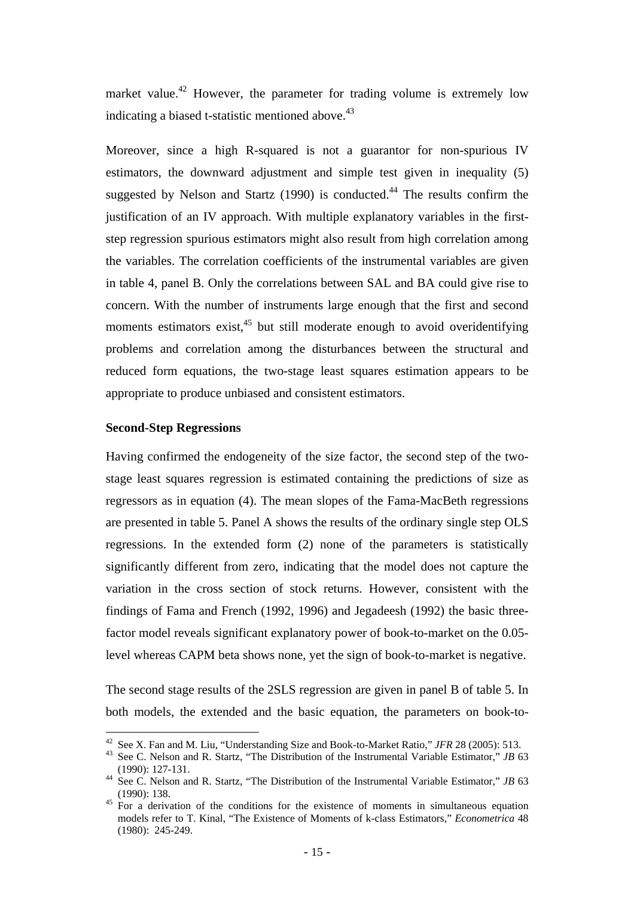market value.[42] However, the parameter for trading volume is extremely low indicating a biased t-statistic mentioned above.[43]

Moreover, since a high R-squared is not a guarantor for non-spurious IV estimators, the downward adjustment and simple test given in inequality (5) suggested by Nelson and Startz (1990) is conducted.[44] The results confirm the justification of an IV approach. With multiple explanatory variables in the first-step regression spurious estimators might also result from high correlation among the variables. The correlation coefficients of the instrumental variables are given in table 4, panel B. Only the correlations between SAL and BA could give rise to concern. With the number of instruments large enough that the first and second moments estimators exist,[45] but still moderate enough to avoid overidentifying problems and correlation among the disturbances between the structural and reduced form equations, the two-stage least squares estimation appears to be appropriate to produce unbiased and consistent estimators.

**Second-Step Regressions**

Having confirmed the endogeneity of the size factor, the second step of the two-stage least squares regression is estimated containing the predictions of size as regressors as in equation (4). The mean slopes of the Fama-MacBeth regressions are presented in table 5. Panel A shows the results of the ordinary single step OLS regressions. In the extended form (2) none of the parameters is statistically significantly different from zero, indicating that the model does not capture the variation in the cross section of stock returns. However, consistent with the findings of Fama and French (1992, 1996) and Jegadeesh (1992) the basic three-factor model reveals significant explanatory power of book-to-market on the 0.05-level whereas CAPM beta shows none, yet the sign of book-to-market is negative.

The second stage results of the 2SLS regression are given in panel B of table 5. In both models, the extended and the basic equation, the parameters on book-to-

---

[42] See X. Fan and M. Liu, "Understanding Size and Book-to-Market Ratio," *JFR* 28 (2005): 513.

[43] See C. Nelson and R. Startz, "The Distribution of the Instrumental Variable Estimator," *JB* 63 (1990): 127-131.

[44] See C. Nelson and R. Startz, "The Distribution of the Instrumental Variable Estimator," *JB* 63 (1990): 138.

[45] For a derivation of the conditions for the existence of moments in simultaneous equation models refer to T. Kinal, "The Existence of Moments of k-class Estimators," *Econometrica* 48 (1980): 245-249.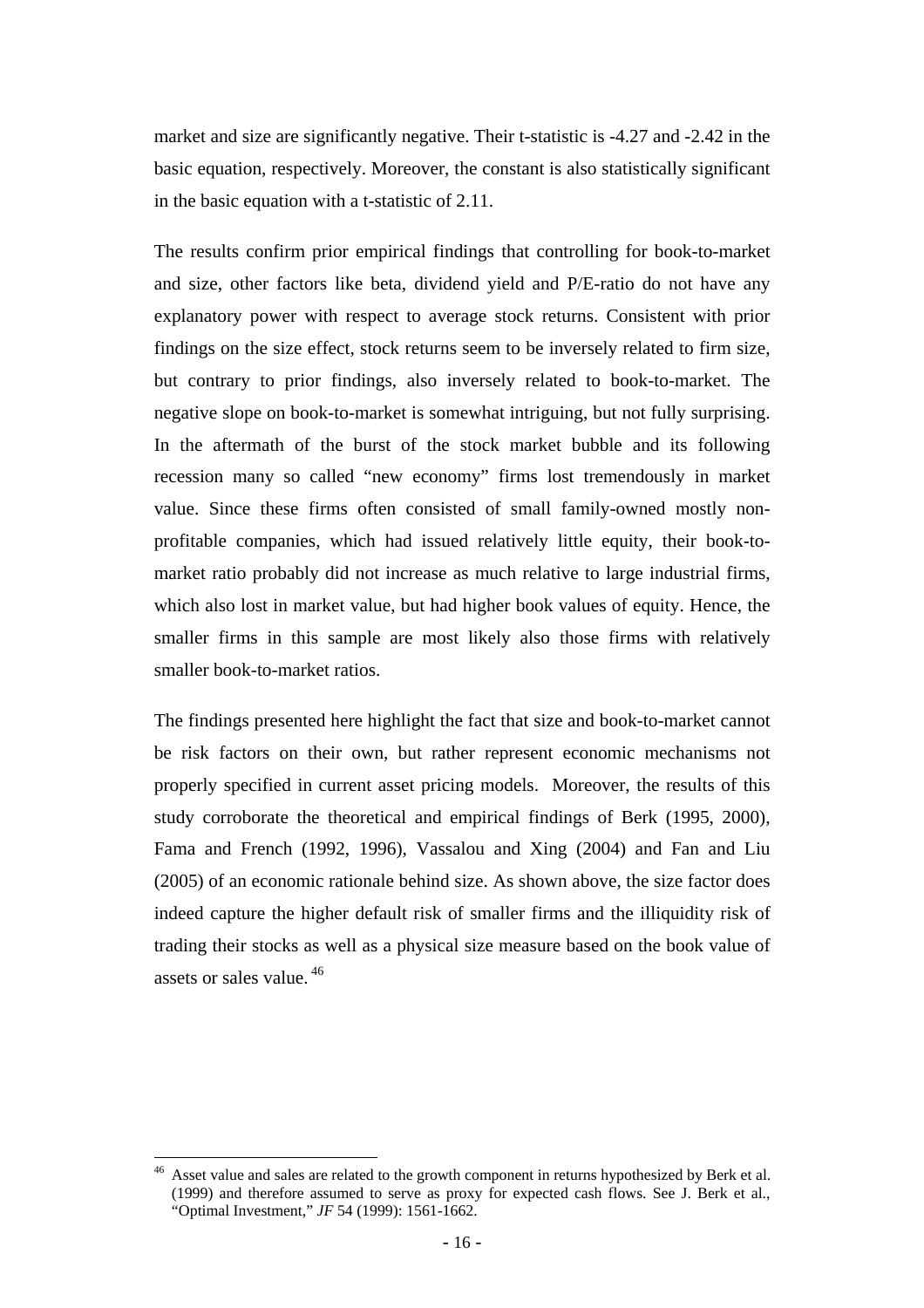market and size are significantly negative. Their t-statistic is -4.27 and -2.42 in the basic equation, respectively. Moreover, the constant is also statistically significant in the basic equation with a t-statistic of 2.11.

The results confirm prior empirical findings that controlling for book-to-market and size, other factors like beta, dividend yield and P/E-ratio do not have any explanatory power with respect to average stock returns. Consistent with prior findings on the size effect, stock returns seem to be inversely related to firm size, but contrary to prior findings, also inversely related to book-to-market. The negative slope on book-to-market is somewhat intriguing, but not fully surprising. In the aftermath of the burst of the stock market bubble and its following recession many so called "new economy" firms lost tremendously in market value. Since these firms often consisted of small family-owned mostly non-profitable companies, which had issued relatively little equity, their book-to-market ratio probably did not increase as much relative to large industrial firms, which also lost in market value, but had higher book values of equity. Hence, the smaller firms in this sample are most likely also those firms with relatively smaller book-to-market ratios.

The findings presented here highlight the fact that size and book-to-market cannot be risk factors on their own, but rather represent economic mechanisms not properly specified in current asset pricing models. Moreover, the results of this study corroborate the theoretical and empirical findings of Berk (1995, 2000), Fama and French (1992, 1996), Vassalou and Xing (2004) and Fan and Liu (2005) of an economic rationale behind size. As shown above, the size factor does indeed capture the higher default risk of smaller firms and the illiquidity risk of trading their stocks as well as a physical size measure based on the book value of assets or sales value.[46]

[46] Asset value and sales are related to the growth component in returns hypothesized by Berk et al. (1999) and therefore assumed to serve as proxy for expected cash flows. See J. Berk et al., "Optimal Investment," *JF* 54 (1999): 1561-1662.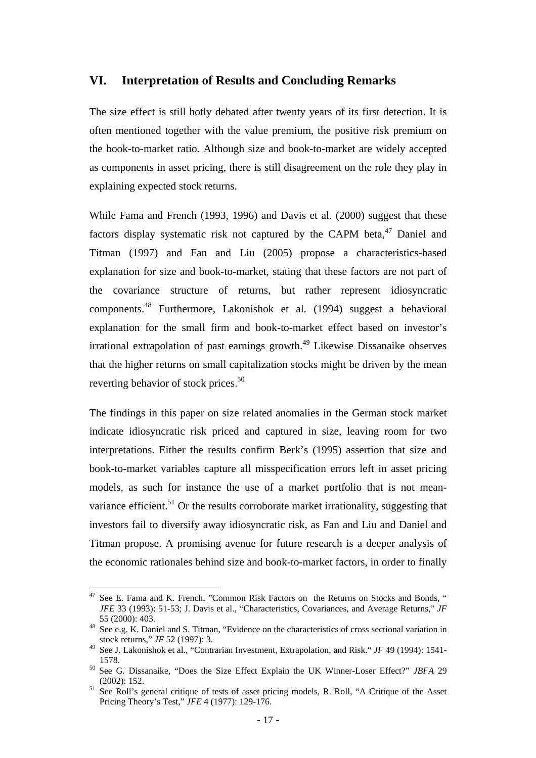## VI. Interpretation of Results and Concluding Remarks

The size effect is still hotly debated after twenty years of its first detection. It is often mentioned together with the value premium, the positive risk premium on the book-to-market ratio. Although size and book-to-market are widely accepted as components in asset pricing, there is still disagreement on the role they play in explaining expected stock returns.

While Fama and French (1993, 1996) and Davis et al. (2000) suggest that these factors display systematic risk not captured by the CAPM beta,[47] Daniel and Titman (1997) and Fan and Liu (2005) propose a characteristics-based explanation for size and book-to-market, stating that these factors are not part of the covariance structure of returns, but rather represent idiosyncratic components.[48] Furthermore, Lakonishok et al. (1994) suggest a behavioral explanation for the small firm and book-to-market effect based on investor's irrational extrapolation of past earnings growth.[49] Likewise Dissanaike observes that the higher returns on small capitalization stocks might be driven by the mean reverting behavior of stock prices.[50]

The findings in this paper on size related anomalies in the German stock market indicate idiosyncratic risk priced and captured in size, leaving room for two interpretations. Either the results confirm Berk's (1995) assertion that size and book-to-market variables capture all misspecification errors left in asset pricing models, as such for instance the use of a market portfolio that is not mean-variance efficient.[51] Or the results corroborate market irrationality, suggesting that investors fail to diversify away idiosyncratic risk, as Fan and Liu and Daniel and Titman propose. A promising avenue for future research is a deeper analysis of the economic rationales behind size and book-to-market factors, in order to finally

---

[47] See E. Fama and K. French, "Common Risk Factors on the Returns on Stocks and Bonds, " *JFE* 33 (1993): 51-53; J. Davis et al., "Characteristics, Covariances, and Average Returns," *JF* 55 (2000): 403.

[48] See e.g. K. Daniel and S. Titman, "Evidence on the characteristics of cross sectional variation in stock returns," *JF* 52 (1997): 3.

[49] See J. Lakonishok et al., "Contrarian Investment, Extrapolation, and Risk." *JF* 49 (1994): 1541-1578.

[50] See G. Dissanaike, "Does the Size Effect Explain the UK Winner-Loser Effect?" *JBFA* 29 (2002): 152.

[51] See Roll's general critique of tests of asset pricing models, R. Roll, "A Critique of the Asset Pricing Theory's Test," *JFE* 4 (1977): 129-176.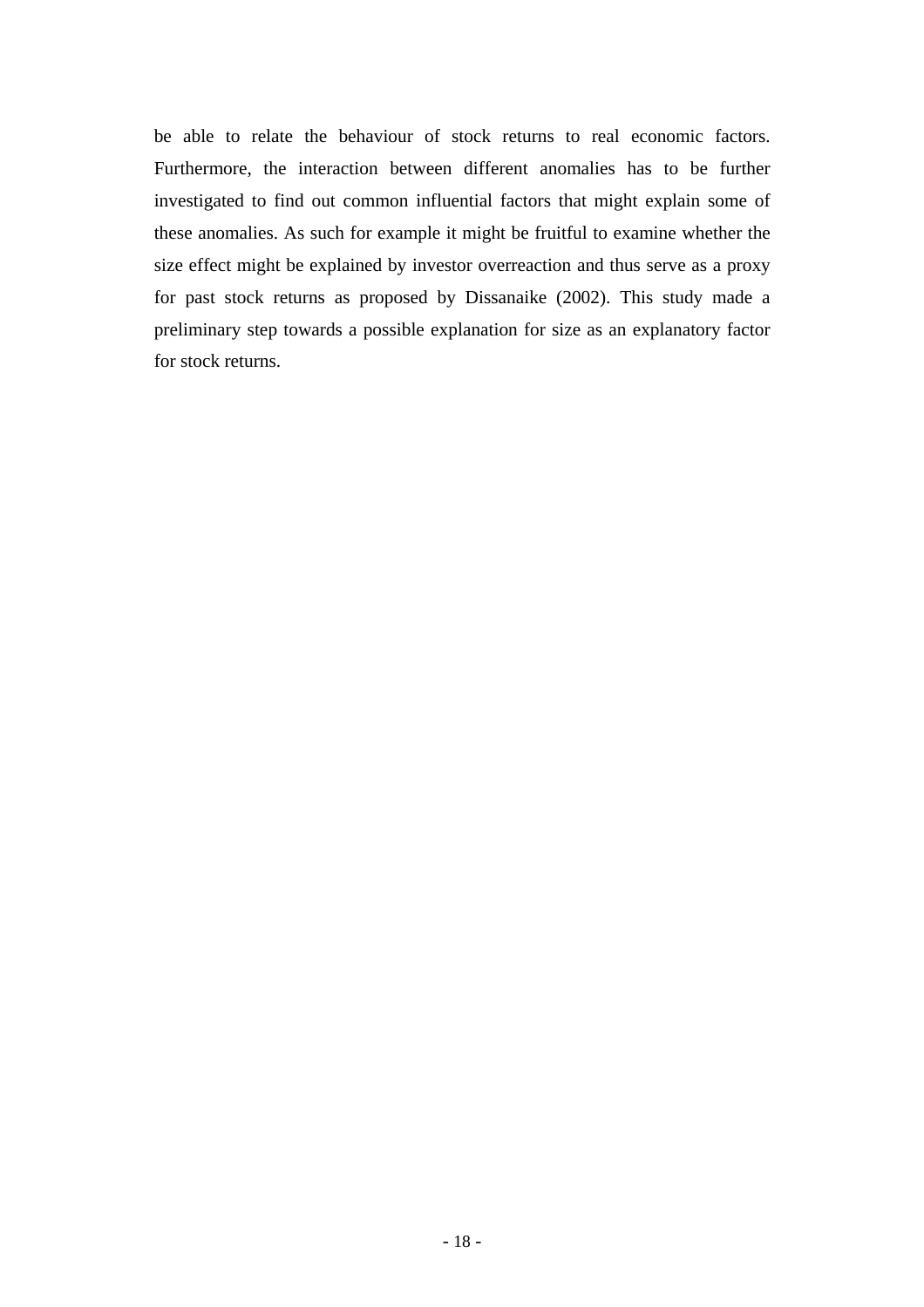be able to relate the behaviour of stock returns to real economic factors. Furthermore, the interaction between different anomalies has to be further investigated to find out common influential factors that might explain some of these anomalies. As such for example it might be fruitful to examine whether the size effect might be explained by investor overreaction and thus serve as a proxy for past stock returns as proposed by Dissanaike (2002). This study made a preliminary step towards a possible explanation for size as an explanatory factor for stock returns.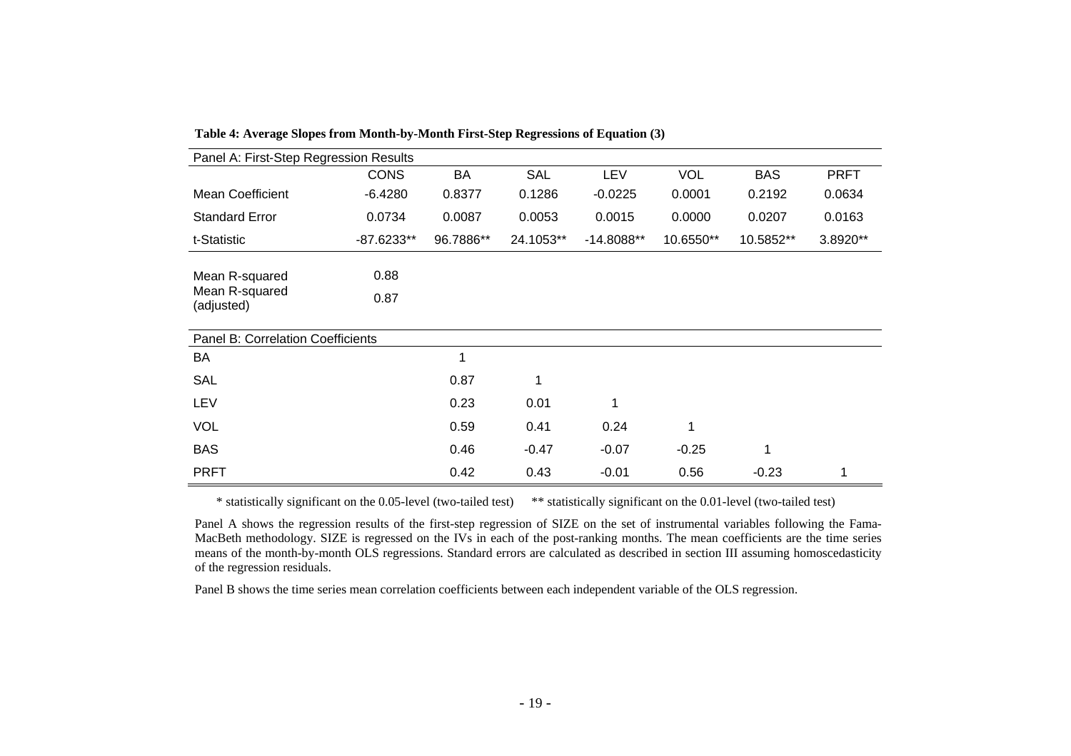**Table 4: Average Slopes from Month-by-Month First-Step Regressions of Equation (3)**

| Panel A: First-Step Regression Results | | | | | | | |
|---|---|---|---|---|---|---|---|
| | CONS | BA | SAL | LEV | VOL | BAS | PRFT |
| Mean Coefficient | -6.4280 | 0.8377 | 0.1286 | -0.0225 | 0.0001 | 0.2192 | 0.0634 |
| Standard Error | 0.0734 | 0.0087 | 0.0053 | 0.0015 | 0.0000 | 0.0207 | 0.0163 |
| t-Statistic | -87.6233** | 96.7886** | 24.1053** | -14.8088** | 10.6550** | 10.5852** | 3.8920** |
| Mean R-squared | 0.88 | | | | | | |
| Mean R-squared (adjusted) | 0.87 | | | | | | |

| Panel B: Correlation Coefficients | | | | | | | |
|---|---|---|---|---|---|---|---|
| BA | | 1 | | | | | |
| SAL | | 0.87 | 1 | | | | |
| LEV | | 0.23 | 0.01 | 1 | | | |
| VOL | | 0.59 | 0.41 | 0.24 | 1 | | |
| BAS | | 0.46 | -0.47 | -0.07 | -0.25 | 1 | |
| PRFT | | 0.42 | 0.43 | -0.01 | 0.56 | -0.23 | 1 |

\* statistically significant on the 0.05-level (two-tailed test)   ** statistically significant on the 0.01-level (two-tailed test)

Panel A shows the regression results of the first-step regression of SIZE on the set of instrumental variables following the Fama-MacBeth methodology. SIZE is regressed on the IVs in each of the post-ranking months. The mean coefficients are the time series means of the month-by-month OLS regressions. Standard errors are calculated as described in section III assuming homoscedasticity of the regression residuals.

Panel B shows the time series mean correlation coefficients between each independent variable of the OLS regression.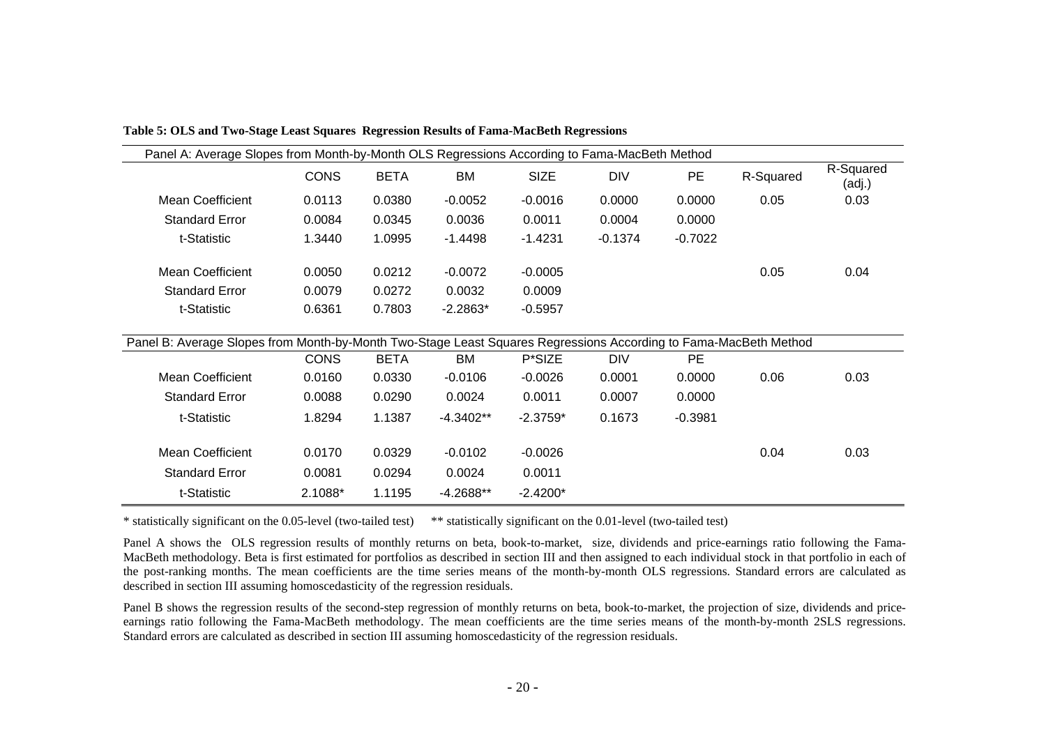**Table 5: OLS and Two-Stage Least Squares Regression Results of Fama-MacBeth Regressions**

| Panel A: Average Slopes from Month-by-Month OLS Regressions According to Fama-MacBeth Method | | | | | | | | |
|---|---|---|---|---|---|---|---|---|
| | CONS | BETA | BM | SIZE | DIV | PE | R-Squared | R-Squared (adj.) |
| Mean Coefficient | 0.0113 | 0.0380 | -0.0052 | -0.0016 | 0.0000 | 0.0000 | 0.05 | 0.03 |
| Standard Error | 0.0084 | 0.0345 | 0.0036 | 0.0011 | 0.0004 | 0.0000 | | |
| t-Statistic | 1.3440 | 1.0995 | -1.4498 | -1.4231 | -0.1374 | -0.7022 | | |
| Mean Coefficient | 0.0050 | 0.0212 | -0.0072 | -0.0005 | | | 0.05 | 0.04 |
| Standard Error | 0.0079 | 0.0272 | 0.0032 | 0.0009 | | | | |
| t-Statistic | 0.6361 | 0.7803 | -2.2863* | -0.5957 | | | | |

| Panel B: Average Slopes from Month-by-Month Two-Stage Least Squares Regressions According to Fama-MacBeth Method | | | | | | | | |
|---|---|---|---|---|---|---|---|---|
| | CONS | BETA | BM | P*SIZE | DIV | PE | | |
| Mean Coefficient | 0.0160 | 0.0330 | -0.0106 | -0.0026 | 0.0001 | 0.0000 | 0.06 | 0.03 |
| Standard Error | 0.0088 | 0.0290 | 0.0024 | 0.0011 | 0.0007 | 0.0000 | | |
| t-Statistic | 1.8294 | 1.1387 | -4.3402** | -2.3759* | 0.1673 | -0.3981 | | |
| Mean Coefficient | 0.0170 | 0.0329 | -0.0102 | -0.0026 | | | 0.04 | 0.03 |
| Standard Error | 0.0081 | 0.0294 | 0.0024 | 0.0011 | | | | |
| t-Statistic | 2.1088* | 1.1195 | -4.2688** | -2.4200* | | | | |

* statistically significant on the 0.05-level (two-tailed test) ** statistically significant on the 0.01-level (two-tailed test)

Panel A shows the OLS regression results of monthly returns on beta, book-to-market, size, dividends and price-earnings ratio following the Fama-MacBeth methodology. Beta is first estimated for portfolios as described in section III and then assigned to each individual stock in that portfolio in each of the post-ranking months. The mean coefficients are the time series means of the month-by-month OLS regressions. Standard errors are calculated as described in section III assuming homoscedasticity of the regression residuals.

Panel B shows the regression results of the second-step regression of monthly returns on beta, book-to-market, the projection of size, dividends and price-earnings ratio following the Fama-MacBeth methodology. The mean coefficients are the time series means of the month-by-month 2SLS regressions. Standard errors are calculated as described in section III assuming homoscedasticity of the regression residuals.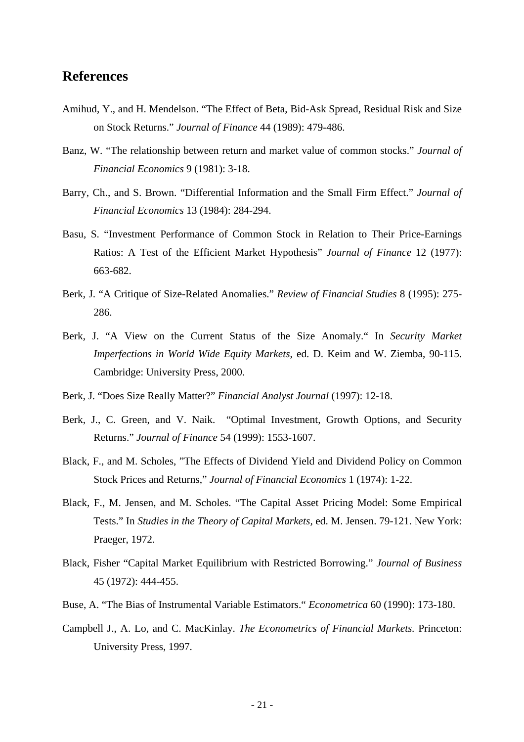## References

Amihud, Y., and H. Mendelson. "The Effect of Beta, Bid-Ask Spread, Residual Risk and Size on Stock Returns." *Journal of Finance* 44 (1989): 479-486.

Banz, W. "The relationship between return and market value of common stocks." *Journal of Financial Economics* 9 (1981): 3-18.

Barry, Ch., and S. Brown. "Differential Information and the Small Firm Effect." *Journal of Financial Economics* 13 (1984): 284-294.

Basu, S. "Investment Performance of Common Stock in Relation to Their Price-Earnings Ratios: A Test of the Efficient Market Hypothesis" *Journal of Finance* 12 (1977): 663-682.

Berk, J. "A Critique of Size-Related Anomalies." *Review of Financial Studies* 8 (1995): 275-286.

Berk, J. "A View on the Current Status of the Size Anomaly." In *Security Market Imperfections in World Wide Equity Markets*, ed. D. Keim and W. Ziemba, 90-115. Cambridge: University Press, 2000.

Berk, J. "Does Size Really Matter?" *Financial Analyst Journal* (1997): 12-18.

Berk, J., C. Green, and V. Naik. "Optimal Investment, Growth Options, and Security Returns." *Journal of Finance* 54 (1999): 1553-1607.

Black, F., and M. Scholes, "The Effects of Dividend Yield and Dividend Policy on Common Stock Prices and Returns," *Journal of Financial Economics* 1 (1974): 1-22.

Black, F., M. Jensen, and M. Scholes. "The Capital Asset Pricing Model: Some Empirical Tests." In *Studies in the Theory of Capital Markets*, ed. M. Jensen. 79-121. New York: Praeger, 1972.

Black, Fisher "Capital Market Equilibrium with Restricted Borrowing." *Journal of Business* 45 (1972): 444-455.

Buse, A. "The Bias of Instrumental Variable Estimators." *Econometrica* 60 (1990): 173-180.

Campbell J., A. Lo, and C. MacKinlay. *The Econometrics of Financial Markets.* Princeton: University Press, 1997.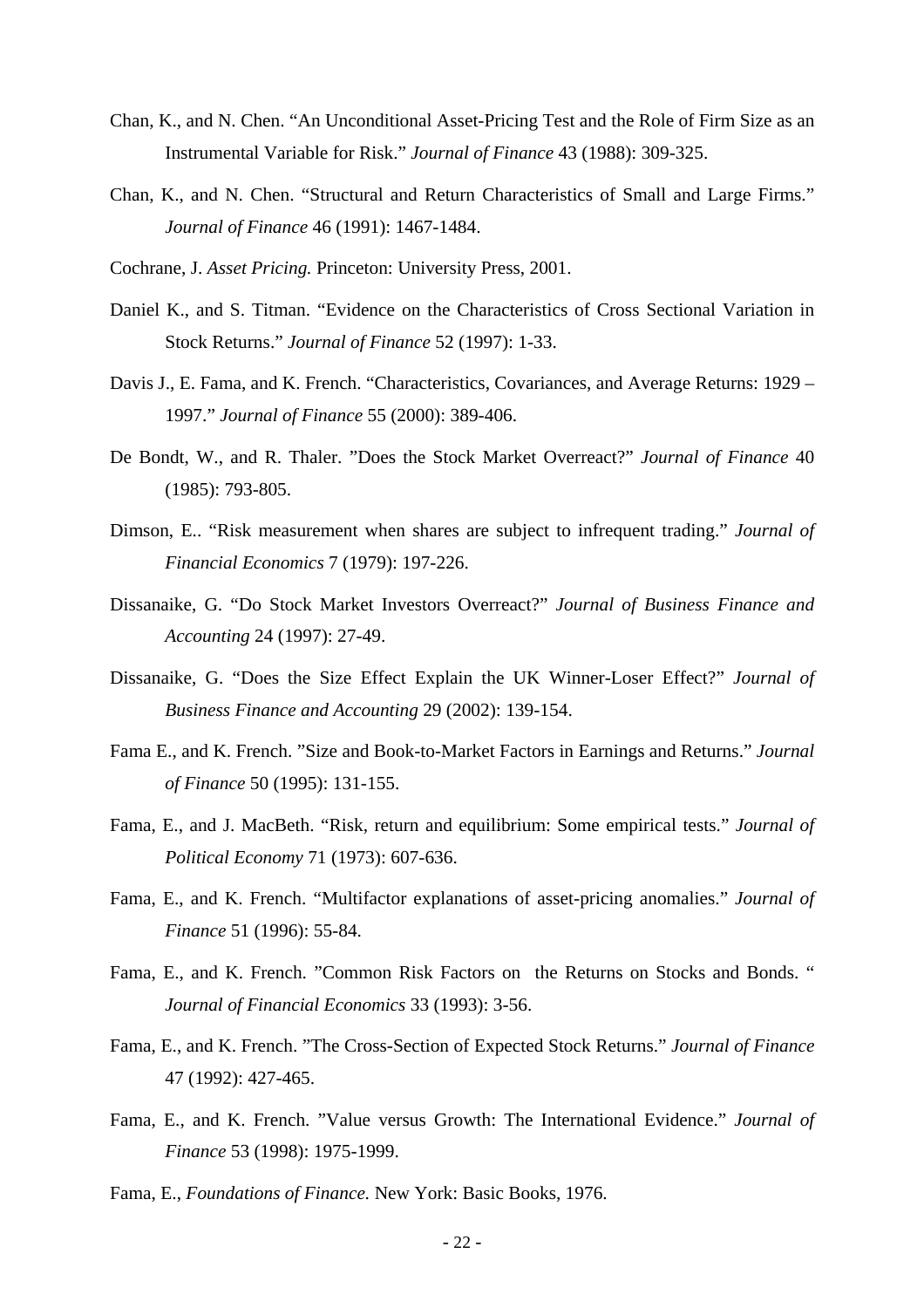Chan, K., and N. Chen. "An Unconditional Asset-Pricing Test and the Role of Firm Size as an Instrumental Variable for Risk." *Journal of Finance* 43 (1988): 309-325.

Chan, K., and N. Chen. "Structural and Return Characteristics of Small and Large Firms." *Journal of Finance* 46 (1991): 1467-1484.

Cochrane, J. *Asset Pricing.* Princeton: University Press, 2001.

Daniel K., and S. Titman. "Evidence on the Characteristics of Cross Sectional Variation in Stock Returns." *Journal of Finance* 52 (1997): 1-33.

Davis J., E. Fama, and K. French. "Characteristics, Covariances, and Average Returns: 1929 – 1997." *Journal of Finance* 55 (2000): 389-406.

De Bondt, W., and R. Thaler. "Does the Stock Market Overreact?" *Journal of Finance* 40 (1985): 793-805.

Dimson, E.. "Risk measurement when shares are subject to infrequent trading." *Journal of Financial Economics* 7 (1979): 197-226.

Dissanaike, G. "Do Stock Market Investors Overreact?" *Journal of Business Finance and Accounting* 24 (1997): 27-49.

Dissanaike, G. "Does the Size Effect Explain the UK Winner-Loser Effect?" *Journal of Business Finance and Accounting* 29 (2002): 139-154.

Fama E., and K. French. "Size and Book-to-Market Factors in Earnings and Returns." *Journal of Finance* 50 (1995): 131-155.

Fama, E., and J. MacBeth. "Risk, return and equilibrium: Some empirical tests." *Journal of Political Economy* 71 (1973): 607-636.

Fama, E., and K. French. "Multifactor explanations of asset-pricing anomalies." *Journal of Finance* 51 (1996): 55-84.

Fama, E., and K. French. "Common Risk Factors on the Returns on Stocks and Bonds. " *Journal of Financial Economics* 33 (1993): 3-56.

Fama, E., and K. French. "The Cross-Section of Expected Stock Returns." *Journal of Finance* 47 (1992): 427-465.

Fama, E., and K. French. "Value versus Growth: The International Evidence." *Journal of Finance* 53 (1998): 1975-1999.

Fama, E., *Foundations of Finance.* New York: Basic Books, 1976.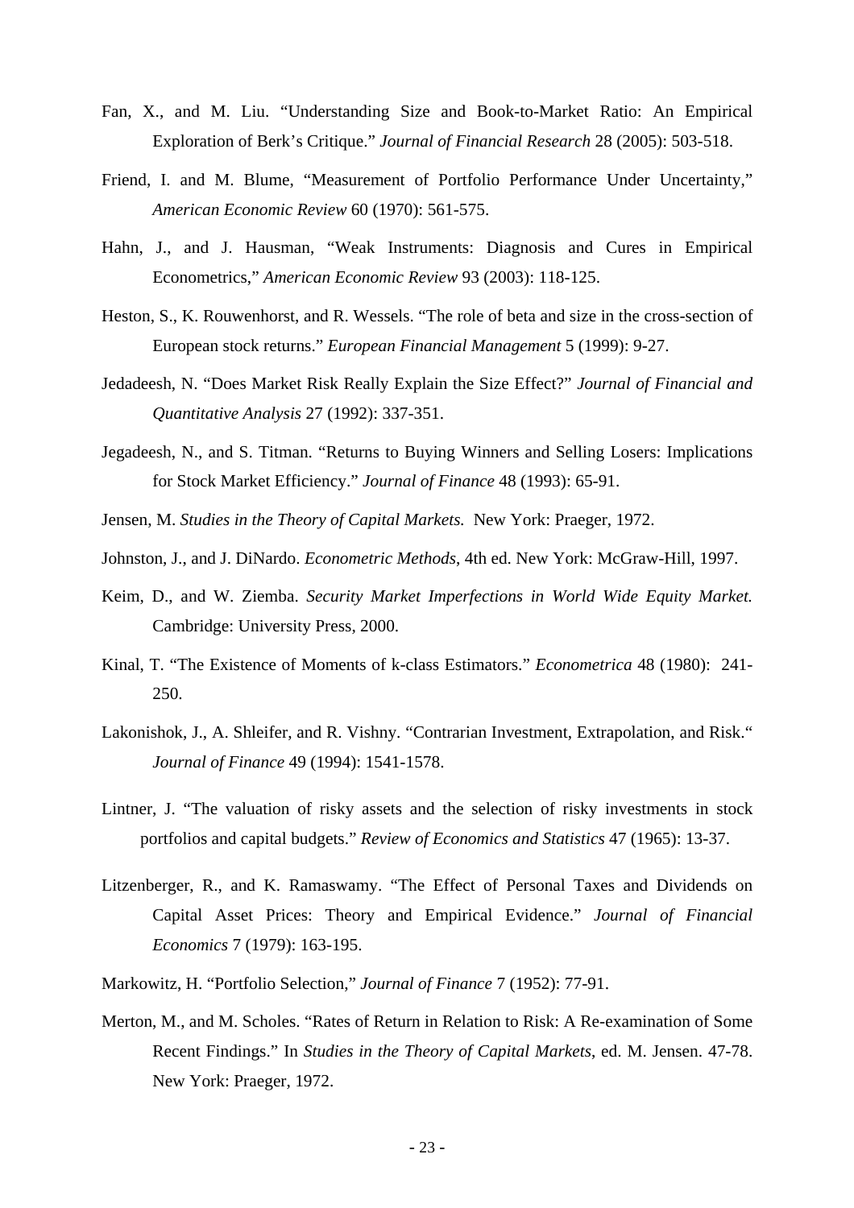Fan, X., and M. Liu. "Understanding Size and Book-to-Market Ratio: An Empirical Exploration of Berk's Critique." *Journal of Financial Research* 28 (2005): 503-518.

Friend, I. and M. Blume, "Measurement of Portfolio Performance Under Uncertainty," *American Economic Review* 60 (1970): 561-575.

Hahn, J., and J. Hausman, "Weak Instruments: Diagnosis and Cures in Empirical Econometrics," *American Economic Review* 93 (2003): 118-125.

Heston, S., K. Rouwenhorst, and R. Wessels. "The role of beta and size in the cross-section of European stock returns." *European Financial Management* 5 (1999): 9-27.

Jedadeesh, N. "Does Market Risk Really Explain the Size Effect?" *Journal of Financial and Quantitative Analysis* 27 (1992): 337-351.

Jegadeesh, N., and S. Titman. "Returns to Buying Winners and Selling Losers: Implications for Stock Market Efficiency." *Journal of Finance* 48 (1993): 65-91.

Jensen, M. *Studies in the Theory of Capital Markets.* New York: Praeger, 1972.

Johnston, J., and J. DiNardo. *Econometric Methods*, 4th ed. New York: McGraw-Hill, 1997.

Keim, D., and W. Ziemba. *Security Market Imperfections in World Wide Equity Market.* Cambridge: University Press, 2000.

Kinal, T. "The Existence of Moments of k-class Estimators." *Econometrica* 48 (1980): 241-250.

Lakonishok, J., A. Shleifer, and R. Vishny. "Contrarian Investment, Extrapolation, and Risk." *Journal of Finance* 49 (1994): 1541-1578.

Lintner, J. "The valuation of risky assets and the selection of risky investments in stock portfolios and capital budgets." *Review of Economics and Statistics* 47 (1965): 13-37.

Litzenberger, R., and K. Ramaswamy. "The Effect of Personal Taxes and Dividends on Capital Asset Prices: Theory and Empirical Evidence." *Journal of Financial Economics* 7 (1979): 163-195.

Markowitz, H. "Portfolio Selection," *Journal of Finance* 7 (1952): 77-91.

Merton, M., and M. Scholes. "Rates of Return in Relation to Risk: A Re-examination of Some Recent Findings." In *Studies in the Theory of Capital Markets*, ed. M. Jensen. 47-78. New York: Praeger, 1972.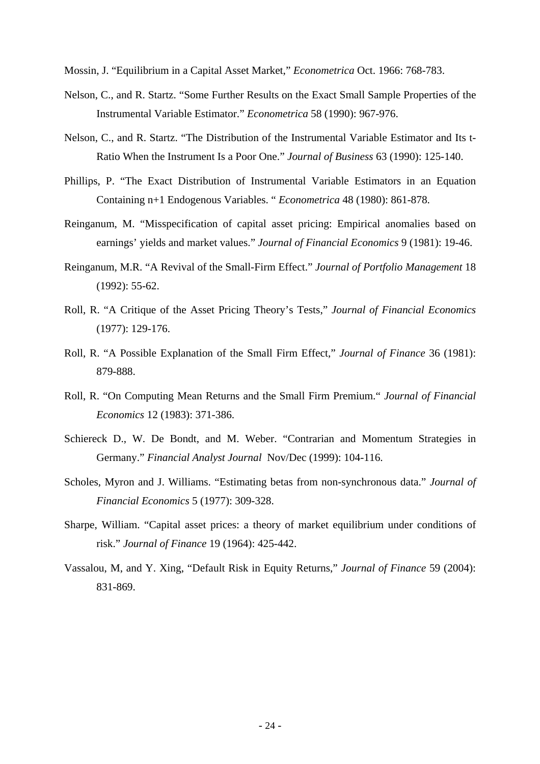Mossin, J. "Equilibrium in a Capital Asset Market," *Econometrica* Oct. 1966: 768-783.

Nelson, C., and R. Startz. "Some Further Results on the Exact Small Sample Properties of the Instrumental Variable Estimator." *Econometrica* 58 (1990): 967-976.

Nelson, C., and R. Startz. "The Distribution of the Instrumental Variable Estimator and Its t-Ratio When the Instrument Is a Poor One." *Journal of Business* 63 (1990): 125-140.

Phillips, P. "The Exact Distribution of Instrumental Variable Estimators in an Equation Containing n+1 Endogenous Variables. " *Econometrica* 48 (1980): 861-878.

Reinganum, M. "Misspecification of capital asset pricing: Empirical anomalies based on earnings' yields and market values." *Journal of Financial Economics* 9 (1981): 19-46.

Reinganum, M.R. "A Revival of the Small-Firm Effect." *Journal of Portfolio Management* 18 (1992): 55-62.

Roll, R. "A Critique of the Asset Pricing Theory's Tests," *Journal of Financial Economics* (1977): 129-176.

Roll, R. "A Possible Explanation of the Small Firm Effect," *Journal of Finance* 36 (1981): 879-888.

Roll, R. "On Computing Mean Returns and the Small Firm Premium." *Journal of Financial Economics* 12 (1983): 371-386.

Schiereck D., W. De Bondt, and M. Weber. "Contrarian and Momentum Strategies in Germany." *Financial Analyst Journal* Nov/Dec (1999): 104-116.

Scholes, Myron and J. Williams. "Estimating betas from non-synchronous data." *Journal of Financial Economics* 5 (1977): 309-328.

Sharpe, William. "Capital asset prices: a theory of market equilibrium under conditions of risk." *Journal of Finance* 19 (1964): 425-442.

Vassalou, M, and Y. Xing, "Default Risk in Equity Returns," *Journal of Finance* 59 (2004): 831-869.